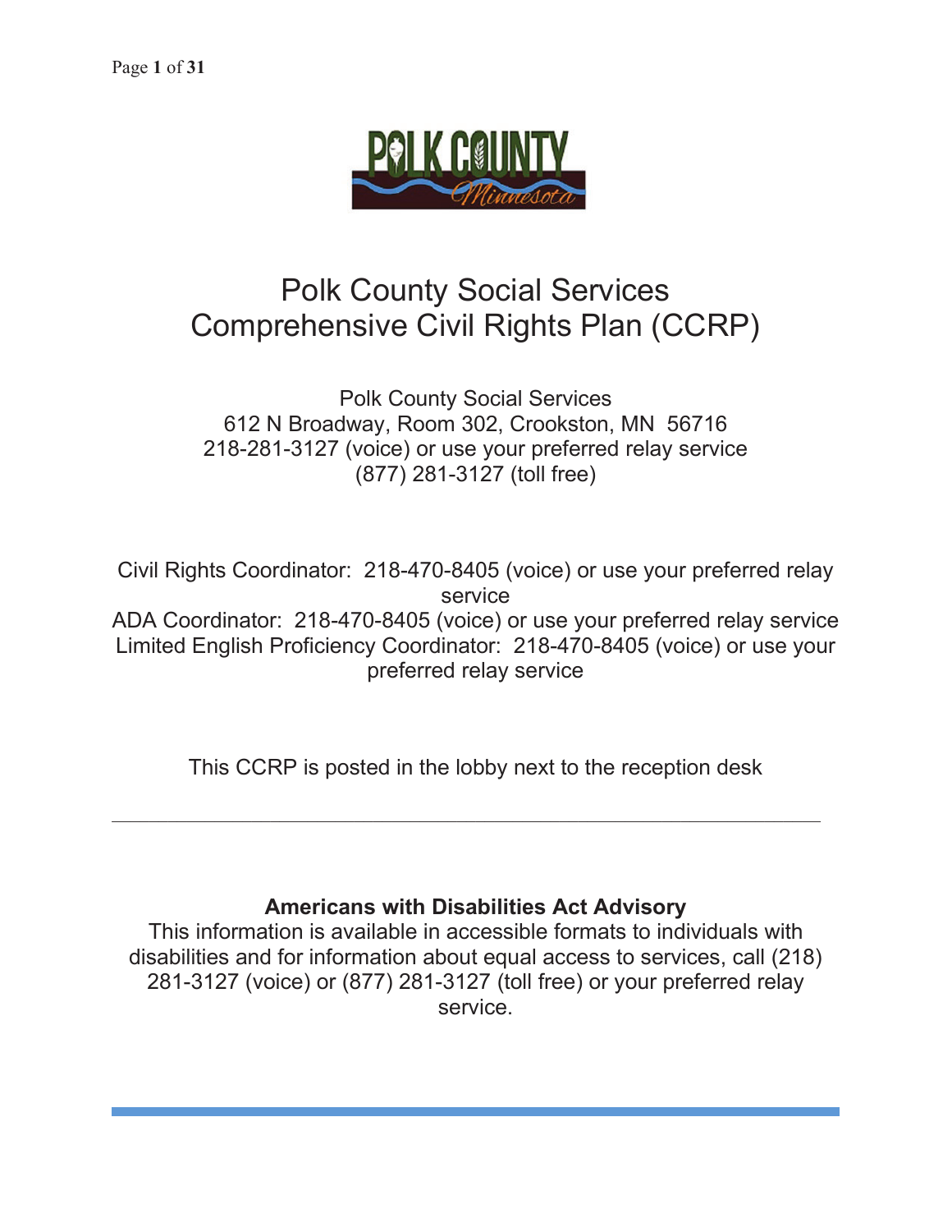# Polk County Social Services Comprehensive Civil Rights Plan (CCRP)

Polk County Social Services
612 N Broadway, Room 302, Crookston, MN 56716
218-281-3127 (voice) or use your preferred relay service
(877) 281-3127 (toll free)

Civil Rights Coordinator: 218-470-8405 (voice) or use your preferred relay service
ADA Coordinator: 218-470-8405 (voice) or use your preferred relay service
Limited English Proficiency Coordinator: 218-470-8405 (voice) or use your preferred relay service

This CCRP is posted in the lobby next to the reception desk

---

**Americans with Disabilities Act Advisory**
This information is available in accessible formats to individuals with disabilities and for information about equal access to services, call (218) 281-3127 (voice) or (877) 281-3127 (toll free) or your preferred relay service.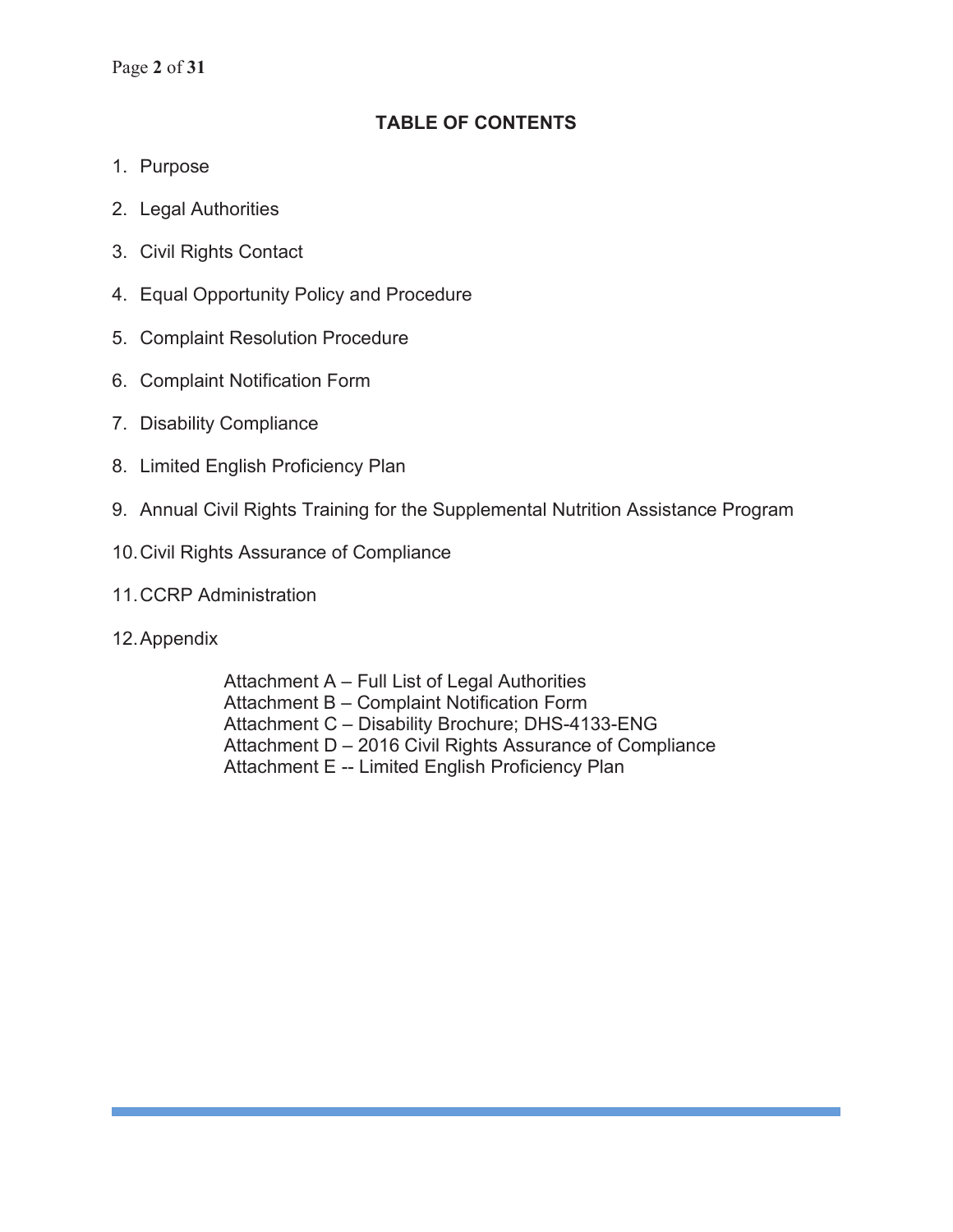## TABLE OF CONTENTS

1. Purpose
2. Legal Authorities
3. Civil Rights Contact
4. Equal Opportunity Policy and Procedure
5. Complaint Resolution Procedure
6. Complaint Notification Form
7. Disability Compliance
8. Limited English Proficiency Plan
9. Annual Civil Rights Training for the Supplemental Nutrition Assistance Program
10. Civil Rights Assurance of Compliance
11. CCRP Administration
12. Appendix

    Attachment A – Full List of Legal Authorities
    Attachment B – Complaint Notification Form
    Attachment C – Disability Brochure; DHS-4133-ENG
    Attachment D – 2016 Civil Rights Assurance of Compliance
    Attachment E -- Limited English Proficiency Plan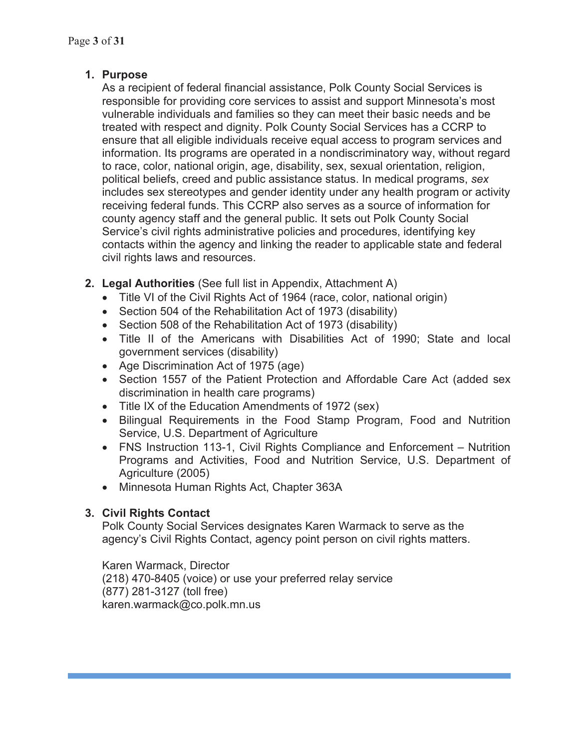## 1. Purpose

As a recipient of federal financial assistance, Polk County Social Services is responsible for providing core services to assist and support Minnesota's most vulnerable individuals and families so they can meet their basic needs and be treated with respect and dignity. Polk County Social Services has a CCRP to ensure that all eligible individuals receive equal access to program services and information. Its programs are operated in a nondiscriminatory way, without regard to race, color, national origin, age, disability, sex, sexual orientation, religion, political beliefs, creed and public assistance status. In medical programs, *sex* includes sex stereotypes and gender identity under any health program or activity receiving federal funds. This CCRP also serves as a source of information for county agency staff and the general public. It sets out Polk County Social Service's civil rights administrative policies and procedures, identifying key contacts within the agency and linking the reader to applicable state and federal civil rights laws and resources.

## 2. Legal Authorities (See full list in Appendix, Attachment A)

- Title VI of the Civil Rights Act of 1964 (race, color, national origin)
- Section 504 of the Rehabilitation Act of 1973 (disability)
- Section 508 of the Rehabilitation Act of 1973 (disability)
- Title II of the Americans with Disabilities Act of 1990; State and local government services (disability)
- Age Discrimination Act of 1975 (age)
- Section 1557 of the Patient Protection and Affordable Care Act (added sex discrimination in health care programs)
- Title IX of the Education Amendments of 1972 (sex)
- Bilingual Requirements in the Food Stamp Program, Food and Nutrition Service, U.S. Department of Agriculture
- FNS Instruction 113-1, Civil Rights Compliance and Enforcement – Nutrition Programs and Activities, Food and Nutrition Service, U.S. Department of Agriculture (2005)
- Minnesota Human Rights Act, Chapter 363A

## 3. Civil Rights Contact

Polk County Social Services designates Karen Warmack to serve as the agency's Civil Rights Contact, agency point person on civil rights matters.

Karen Warmack, Director
(218) 470-8405 (voice) or use your preferred relay service
(877) 281-3127 (toll free)
karen.warmack@co.polk.mn.us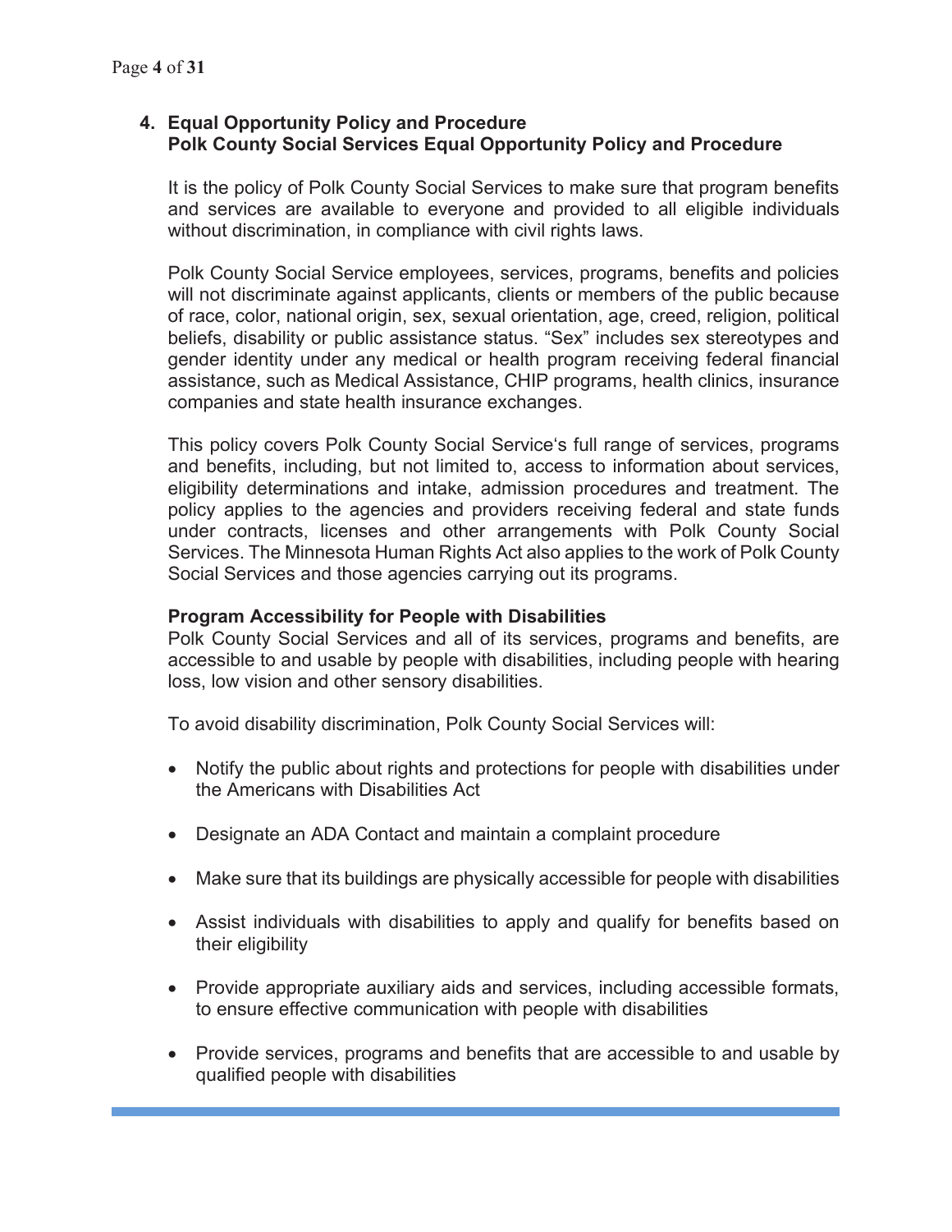## 4. Equal Opportunity Policy and Procedure

**Polk County Social Services Equal Opportunity Policy and Procedure**

It is the policy of Polk County Social Services to make sure that program benefits and services are available to everyone and provided to all eligible individuals without discrimination, in compliance with civil rights laws.

Polk County Social Service employees, services, programs, benefits and policies will not discriminate against applicants, clients or members of the public because of race, color, national origin, sex, sexual orientation, age, creed, religion, political beliefs, disability or public assistance status. "Sex" includes sex stereotypes and gender identity under any medical or health program receiving federal financial assistance, such as Medical Assistance, CHIP programs, health clinics, insurance companies and state health insurance exchanges.

This policy covers Polk County Social Service's full range of services, programs and benefits, including, but not limited to, access to information about services, eligibility determinations and intake, admission procedures and treatment. The policy applies to the agencies and providers receiving federal and state funds under contracts, licenses and other arrangements with Polk County Social Services. The Minnesota Human Rights Act also applies to the work of Polk County Social Services and those agencies carrying out its programs.

**Program Accessibility for People with Disabilities**

Polk County Social Services and all of its services, programs and benefits, are accessible to and usable by people with disabilities, including people with hearing loss, low vision and other sensory disabilities.

To avoid disability discrimination, Polk County Social Services will:

- Notify the public about rights and protections for people with disabilities under the Americans with Disabilities Act
- Designate an ADA Contact and maintain a complaint procedure
- Make sure that its buildings are physically accessible for people with disabilities
- Assist individuals with disabilities to apply and qualify for benefits based on their eligibility
- Provide appropriate auxiliary aids and services, including accessible formats, to ensure effective communication with people with disabilities
- Provide services, programs and benefits that are accessible to and usable by qualified people with disabilities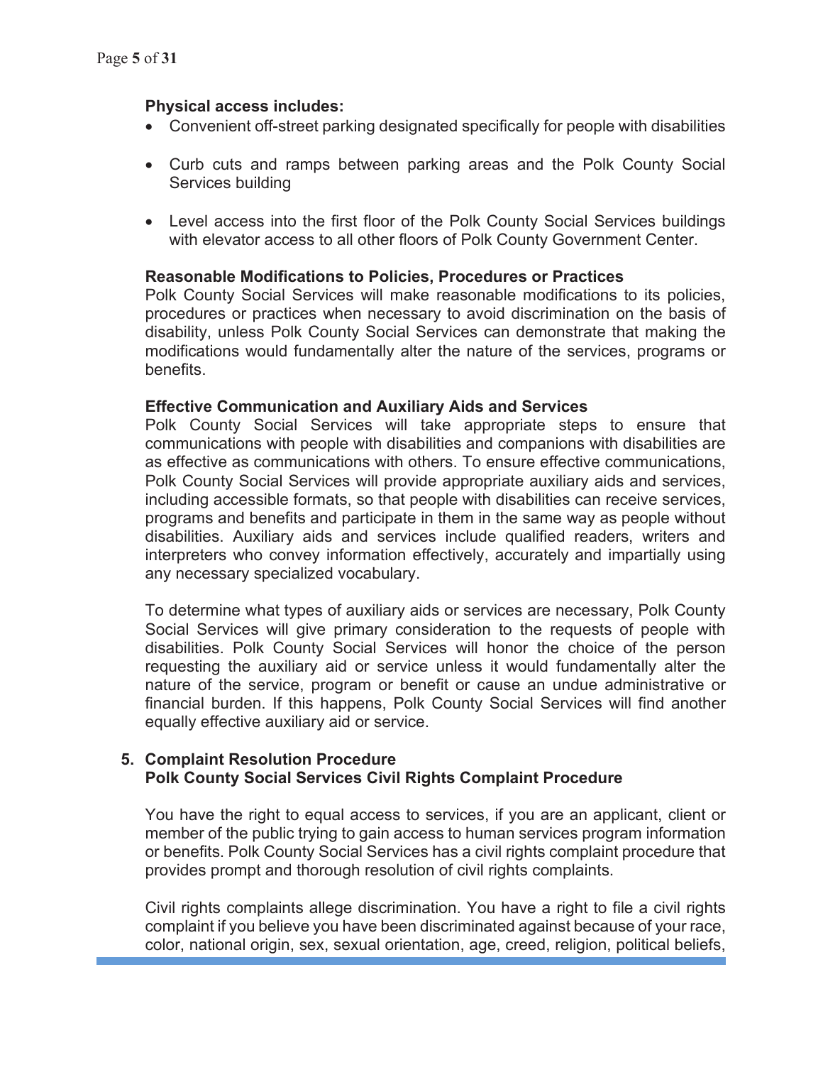**Physical access includes:**

- Convenient off-street parking designated specifically for people with disabilities
- Curb cuts and ramps between parking areas and the Polk County Social Services building
- Level access into the first floor of the Polk County Social Services buildings with elevator access to all other floors of Polk County Government Center.

**Reasonable Modifications to Policies, Procedures or Practices**

Polk County Social Services will make reasonable modifications to its policies, procedures or practices when necessary to avoid discrimination on the basis of disability, unless Polk County Social Services can demonstrate that making the modifications would fundamentally alter the nature of the services, programs or benefits.

**Effective Communication and Auxiliary Aids and Services**

Polk County Social Services will take appropriate steps to ensure that communications with people with disabilities and companions with disabilities are as effective as communications with others. To ensure effective communications, Polk County Social Services will provide appropriate auxiliary aids and services, including accessible formats, so that people with disabilities can receive services, programs and benefits and participate in them in the same way as people without disabilities. Auxiliary aids and services include qualified readers, writers and interpreters who convey information effectively, accurately and impartially using any necessary specialized vocabulary.

To determine what types of auxiliary aids or services are necessary, Polk County Social Services will give primary consideration to the requests of people with disabilities. Polk County Social Services will honor the choice of the person requesting the auxiliary aid or service unless it would fundamentally alter the nature of the service, program or benefit or cause an undue administrative or financial burden. If this happens, Polk County Social Services will find another equally effective auxiliary aid or service.

5. **Complaint Resolution Procedure**
   **Polk County Social Services Civil Rights Complaint Procedure**

You have the right to equal access to services, if you are an applicant, client or member of the public trying to gain access to human services program information or benefits. Polk County Social Services has a civil rights complaint procedure that provides prompt and thorough resolution of civil rights complaints.

Civil rights complaints allege discrimination. You have a right to file a civil rights complaint if you believe you have been discriminated against because of your race, color, national origin, sex, sexual orientation, age, creed, religion, political beliefs,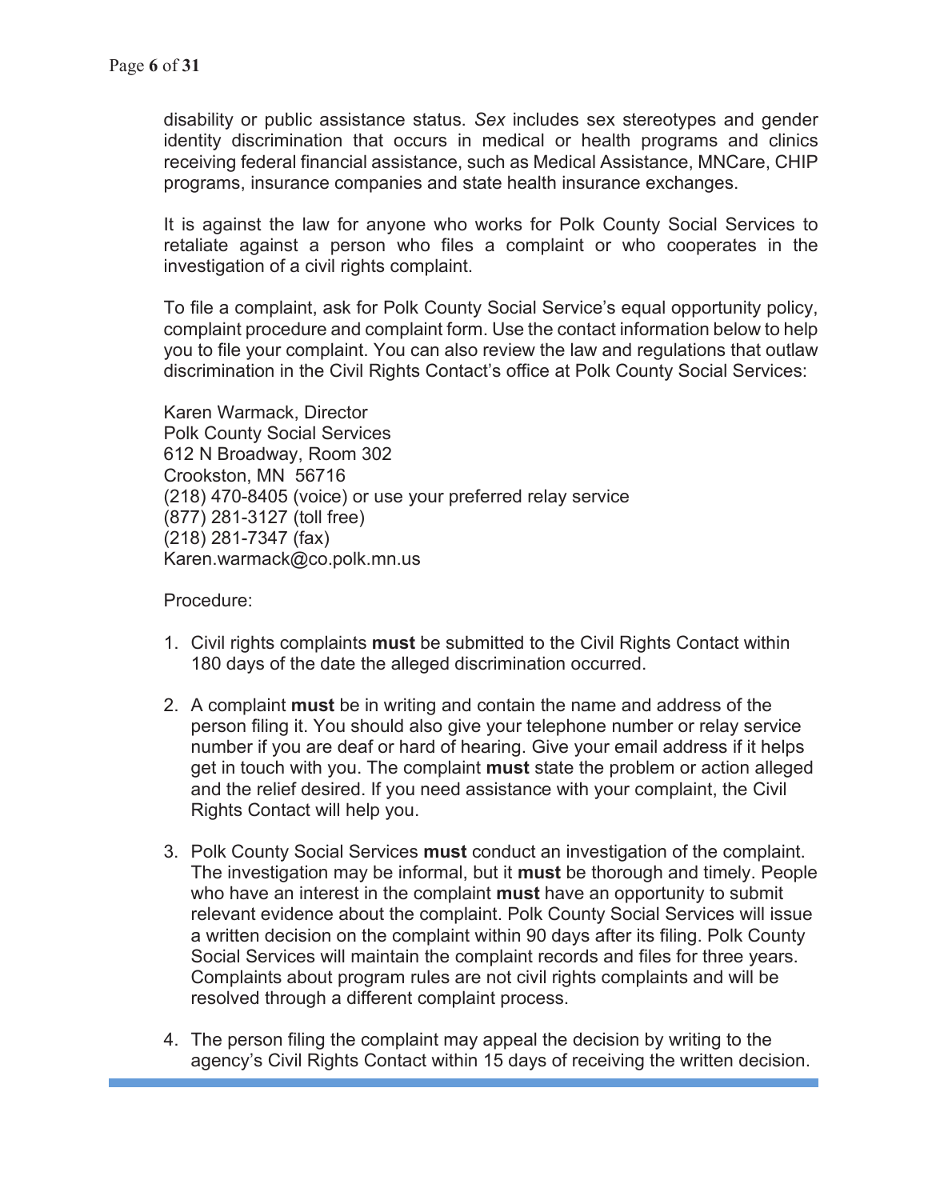disability or public assistance status. *Sex* includes sex stereotypes and gender identity discrimination that occurs in medical or health programs and clinics receiving federal financial assistance, such as Medical Assistance, MNCare, CHIP programs, insurance companies and state health insurance exchanges.

It is against the law for anyone who works for Polk County Social Services to retaliate against a person who files a complaint or who cooperates in the investigation of a civil rights complaint.

To file a complaint, ask for Polk County Social Service's equal opportunity policy, complaint procedure and complaint form. Use the contact information below to help you to file your complaint. You can also review the law and regulations that outlaw discrimination in the Civil Rights Contact's office at Polk County Social Services:

Karen Warmack, Director
Polk County Social Services
612 N Broadway, Room 302
Crookston, MN 56716
(218) 470-8405 (voice) or use your preferred relay service
(877) 281-3127 (toll free)
(218) 281-7347 (fax)
Karen.warmack@co.polk.mn.us

Procedure:

1. Civil rights complaints **must** be submitted to the Civil Rights Contact within 180 days of the date the alleged discrimination occurred.

2. A complaint **must** be in writing and contain the name and address of the person filing it. You should also give your telephone number or relay service number if you are deaf or hard of hearing. Give your email address if it helps get in touch with you. The complaint **must** state the problem or action alleged and the relief desired. If you need assistance with your complaint, the Civil Rights Contact will help you.

3. Polk County Social Services **must** conduct an investigation of the complaint. The investigation may be informal, but it **must** be thorough and timely. People who have an interest in the complaint **must** have an opportunity to submit relevant evidence about the complaint. Polk County Social Services will issue a written decision on the complaint within 90 days after its filing. Polk County Social Services will maintain the complaint records and files for three years. Complaints about program rules are not civil rights complaints and will be resolved through a different complaint process.

4. The person filing the complaint may appeal the decision by writing to the agency's Civil Rights Contact within 15 days of receiving the written decision.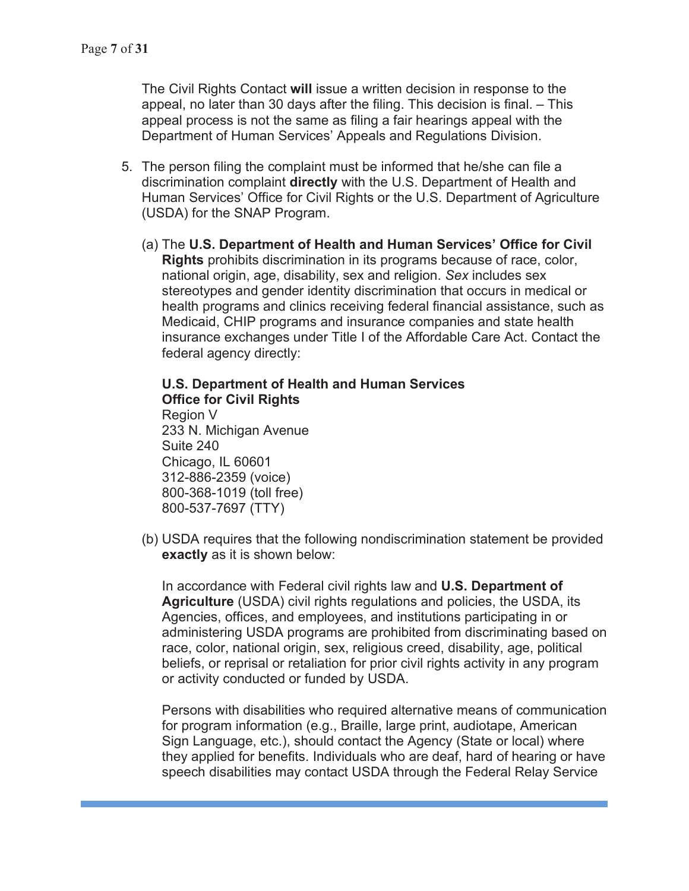The Civil Rights Contact **will** issue a written decision in response to the appeal, no later than 30 days after the filing. This decision is final. – This appeal process is not the same as filing a fair hearings appeal with the Department of Human Services' Appeals and Regulations Division.

5. The person filing the complaint must be informed that he/she can file a discrimination complaint **directly** with the U.S. Department of Health and Human Services' Office for Civil Rights or the U.S. Department of Agriculture (USDA) for the SNAP Program.

   (a) The **U.S. Department of Health and Human Services' Office for Civil Rights** prohibits discrimination in its programs because of race, color, national origin, age, disability, sex and religion. *Sex* includes sex stereotypes and gender identity discrimination that occurs in medical or health programs and clinics receiving federal financial assistance, such as Medicaid, CHIP programs and insurance companies and state health insurance exchanges under Title I of the Affordable Care Act. Contact the federal agency directly:

   **U.S. Department of Health and Human Services**
   **Office for Civil Rights**
   Region V
   233 N. Michigan Avenue
   Suite 240
   Chicago, IL 60601
   312-886-2359 (voice)
   800-368-1019 (toll free)
   800-537-7697 (TTY)

   (b) USDA requires that the following nondiscrimination statement be provided **exactly** as it is shown below:

   In accordance with Federal civil rights law and **U.S. Department of Agriculture** (USDA) civil rights regulations and policies, the USDA, its Agencies, offices, and employees, and institutions participating in or administering USDA programs are prohibited from discriminating based on race, color, national origin, sex, religious creed, disability, age, political beliefs, or reprisal or retaliation for prior civil rights activity in any program or activity conducted or funded by USDA.

   Persons with disabilities who required alternative means of communication for program information (e.g., Braille, large print, audiotape, American Sign Language, etc.), should contact the Agency (State or local) where they applied for benefits. Individuals who are deaf, hard of hearing or have speech disabilities may contact USDA through the Federal Relay Service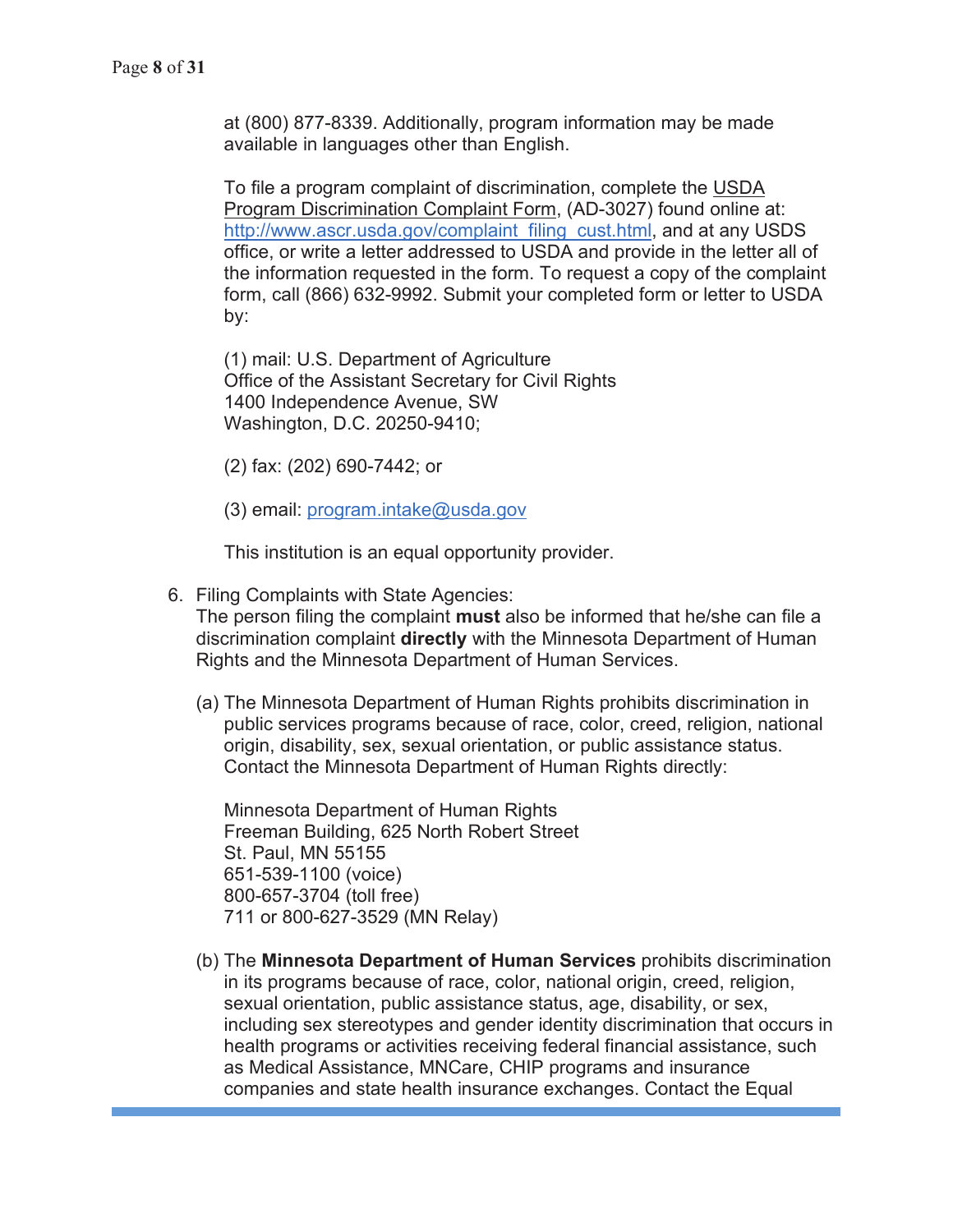at (800) 877-8339. Additionally, program information may be made available in languages other than English.

To file a program complaint of discrimination, complete the USDA Program Discrimination Complaint Form, (AD-3027) found online at: [http://www.ascr.usda.gov/complaint_filing_cust.html](http://www.ascr.usda.gov/complaint_filing_cust.html), and at any USDS office, or write a letter addressed to USDA and provide in the letter all of the information requested in the form. To request a copy of the complaint form, call (866) 632-9992. Submit your completed form or letter to USDA by:

(1) mail: U.S. Department of Agriculture
Office of the Assistant Secretary for Civil Rights
1400 Independence Avenue, SW
Washington, D.C. 20250-9410;

(2) fax: (202) 690-7442; or

(3) email: [program.intake@usda.gov](mailto:program.intake@usda.gov)

This institution is an equal opportunity provider.

6. Filing Complaints with State Agencies:
   The person filing the complaint **must** also be informed that he/she can file a discrimination complaint **directly** with the Minnesota Department of Human Rights and the Minnesota Department of Human Services.

   (a) The Minnesota Department of Human Rights prohibits discrimination in public services programs because of race, color, creed, religion, national origin, disability, sex, sexual orientation, or public assistance status. Contact the Minnesota Department of Human Rights directly:

   Minnesota Department of Human Rights
   Freeman Building, 625 North Robert Street
   St. Paul, MN 55155
   651-539-1100 (voice)
   800-657-3704 (toll free)
   711 or 800-627-3529 (MN Relay)

   (b) The **Minnesota Department of Human Services** prohibits discrimination in its programs because of race, color, national origin, creed, religion, sexual orientation, public assistance status, age, disability, or sex, including sex stereotypes and gender identity discrimination that occurs in health programs or activities receiving federal financial assistance, such as Medical Assistance, MNCare, CHIP programs and insurance companies and state health insurance exchanges. Contact the Equal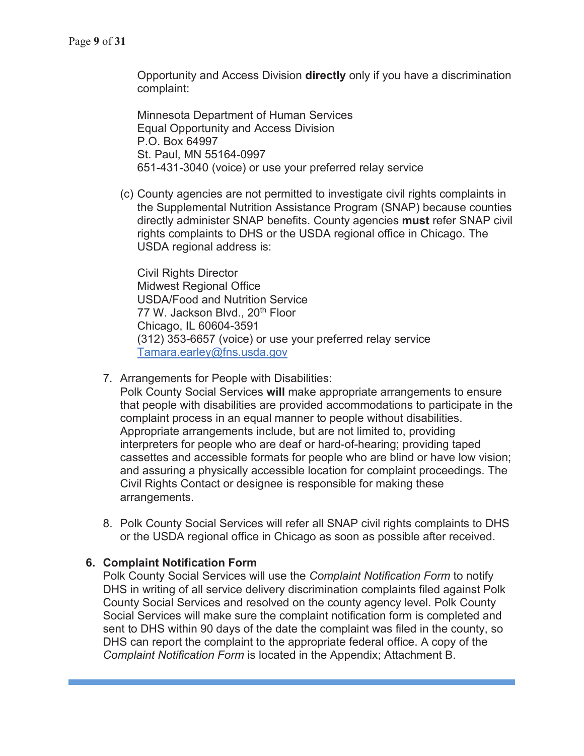Opportunity and Access Division **directly** only if you have a discrimination complaint:

Minnesota Department of Human Services
Equal Opportunity and Access Division
P.O. Box 64997
St. Paul, MN 55164-0997
651-431-3040 (voice) or use your preferred relay service

(c) County agencies are not permitted to investigate civil rights complaints in the Supplemental Nutrition Assistance Program (SNAP) because counties directly administer SNAP benefits. County agencies **must** refer SNAP civil rights complaints to DHS or the USDA regional office in Chicago. The USDA regional address is:

Civil Rights Director
Midwest Regional Office
USDA/Food and Nutrition Service
77 W. Jackson Blvd., 20th Floor
Chicago, IL 60604-3591
(312) 353-6657 (voice) or use your preferred relay service
Tamara.earley@fns.usda.gov

7. Arrangements for People with Disabilities:
   Polk County Social Services **will** make appropriate arrangements to ensure that people with disabilities are provided accommodations to participate in the complaint process in an equal manner to people without disabilities. Appropriate arrangements include, but are not limited to, providing interpreters for people who are deaf or hard-of-hearing; providing taped cassettes and accessible formats for people who are blind or have low vision; and assuring a physically accessible location for complaint proceedings. The Civil Rights Contact or designee is responsible for making these arrangements.

8. Polk County Social Services will refer all SNAP civil rights complaints to DHS or the USDA regional office in Chicago as soon as possible after received.

**6. Complaint Notification Form**

Polk County Social Services will use the *Complaint Notification Form* to notify DHS in writing of all service delivery discrimination complaints filed against Polk County Social Services and resolved on the county agency level. Polk County Social Services will make sure the complaint notification form is completed and sent to DHS within 90 days of the date the complaint was filed in the county, so DHS can report the complaint to the appropriate federal office. A copy of the *Complaint Notification Form* is located in the Appendix; Attachment B.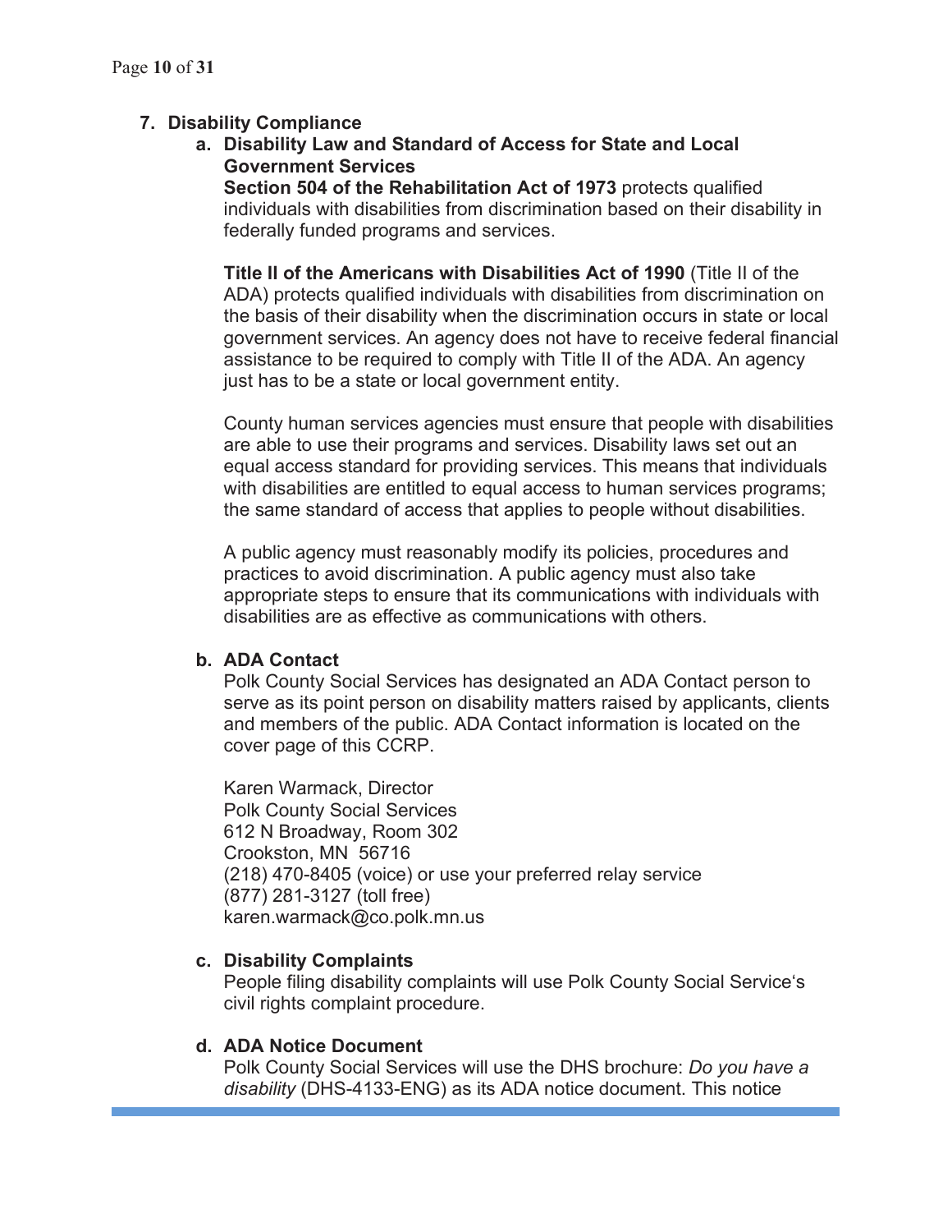## 7. Disability Compliance

### a. Disability Law and Standard of Access for State and Local Government Services

**Section 504 of the Rehabilitation Act of 1973** protects qualified individuals with disabilities from discrimination based on their disability in federally funded programs and services.

**Title II of the Americans with Disabilities Act of 1990** (Title II of the ADA) protects qualified individuals with disabilities from discrimination on the basis of their disability when the discrimination occurs in state or local government services. An agency does not have to receive federal financial assistance to be required to comply with Title II of the ADA. An agency just has to be a state or local government entity.

County human services agencies must ensure that people with disabilities are able to use their programs and services. Disability laws set out an equal access standard for providing services. This means that individuals with disabilities are entitled to equal access to human services programs; the same standard of access that applies to people without disabilities.

A public agency must reasonably modify its policies, procedures and practices to avoid discrimination. A public agency must also take appropriate steps to ensure that its communications with individuals with disabilities are as effective as communications with others.

### b. ADA Contact

Polk County Social Services has designated an ADA Contact person to serve as its point person on disability matters raised by applicants, clients and members of the public. ADA Contact information is located on the cover page of this CCRP.

Karen Warmack, Director
Polk County Social Services
612 N Broadway, Room 302
Crookston, MN 56716
(218) 470-8405 (voice) or use your preferred relay service
(877) 281-3127 (toll free)
karen.warmack@co.polk.mn.us

### c. Disability Complaints

People filing disability complaints will use Polk County Social Service's civil rights complaint procedure.

### d. ADA Notice Document

Polk County Social Services will use the DHS brochure: *Do you have a disability* (DHS-4133-ENG) as its ADA notice document. This notice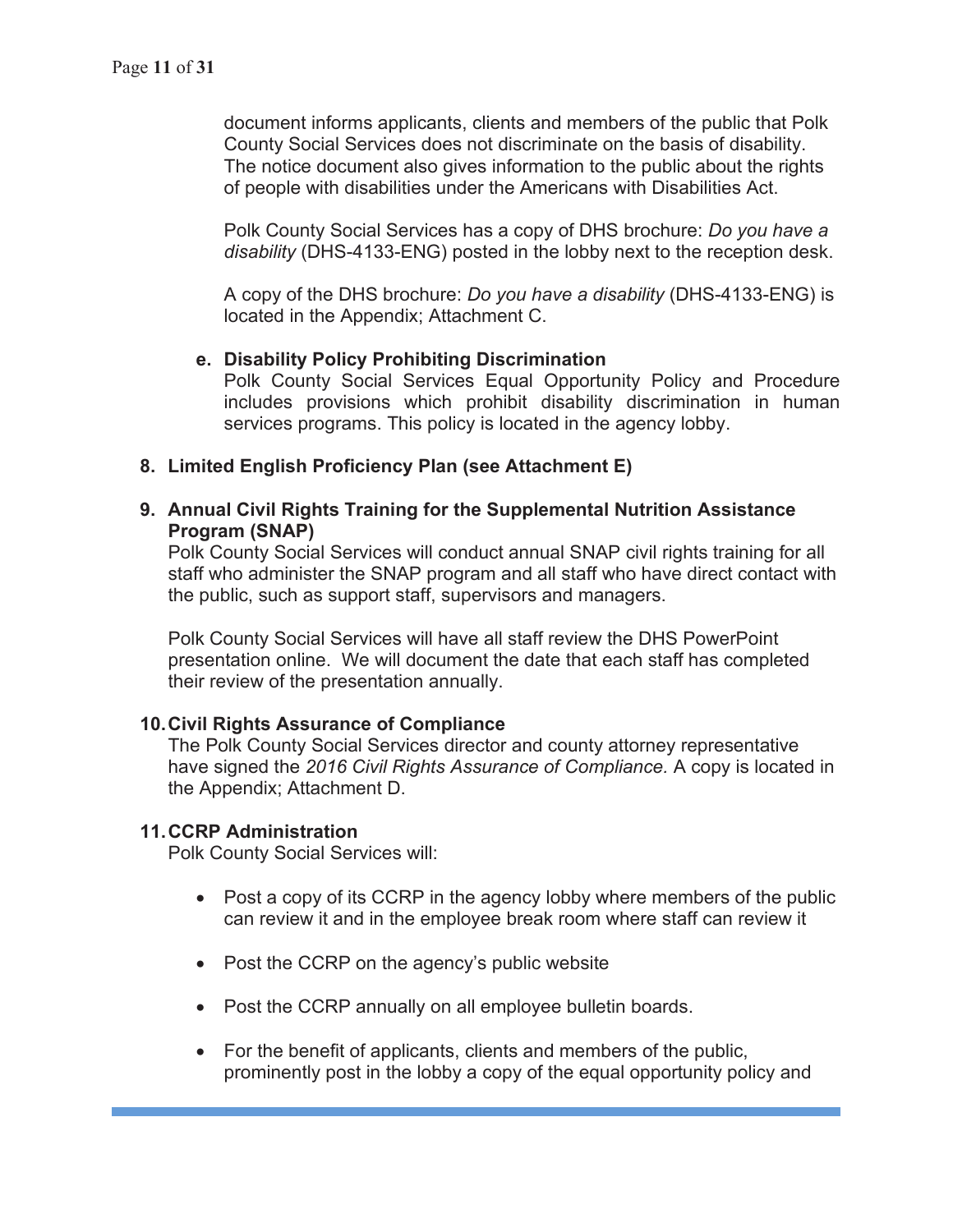document informs applicants, clients and members of the public that Polk County Social Services does not discriminate on the basis of disability. The notice document also gives information to the public about the rights of people with disabilities under the Americans with Disabilities Act.

Polk County Social Services has a copy of DHS brochure: *Do you have a disability* (DHS-4133-ENG) posted in the lobby next to the reception desk.

A copy of the DHS brochure: *Do you have a disability* (DHS-4133-ENG) is located in the Appendix; Attachment C.

**e. Disability Policy Prohibiting Discrimination**

Polk County Social Services Equal Opportunity Policy and Procedure includes provisions which prohibit disability discrimination in human services programs. This policy is located in the agency lobby.

**8. Limited English Proficiency Plan (see Attachment E)**

**9. Annual Civil Rights Training for the Supplemental Nutrition Assistance Program (SNAP)**

Polk County Social Services will conduct annual SNAP civil rights training for all staff who administer the SNAP program and all staff who have direct contact with the public, such as support staff, supervisors and managers.

Polk County Social Services will have all staff review the DHS PowerPoint presentation online. We will document the date that each staff has completed their review of the presentation annually.

**10. Civil Rights Assurance of Compliance**

The Polk County Social Services director and county attorney representative have signed the *2016 Civil Rights Assurance of Compliance.* A copy is located in the Appendix; Attachment D.

**11. CCRP Administration**

Polk County Social Services will:

- Post a copy of its CCRP in the agency lobby where members of the public can review it and in the employee break room where staff can review it
- Post the CCRP on the agency's public website
- Post the CCRP annually on all employee bulletin boards.
- For the benefit of applicants, clients and members of the public, prominently post in the lobby a copy of the equal opportunity policy and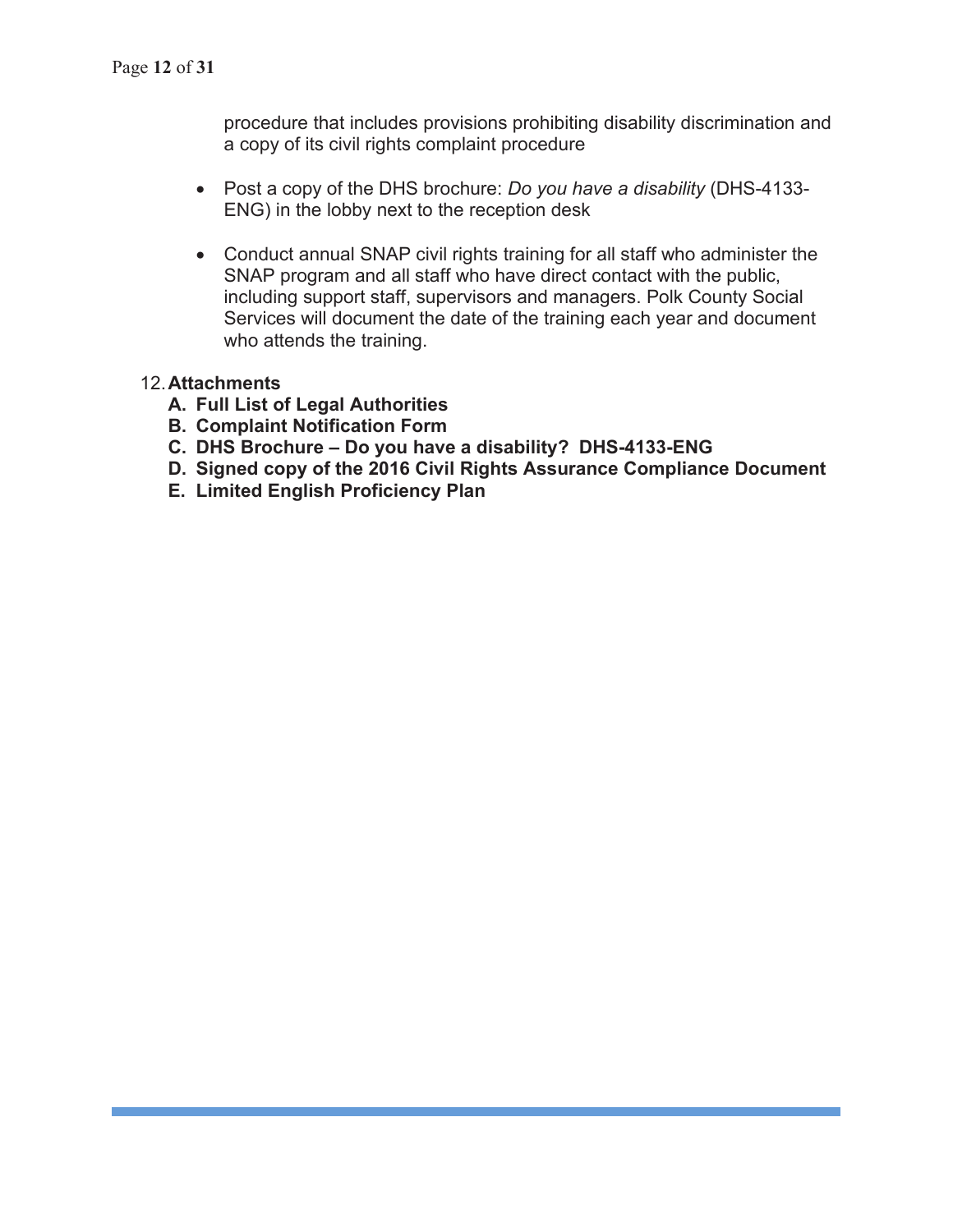procedure that includes provisions prohibiting disability discrimination and a copy of its civil rights complaint procedure

- Post a copy of the DHS brochure: *Do you have a disability* (DHS-4133-ENG) in the lobby next to the reception desk

- Conduct annual SNAP civil rights training for all staff who administer the SNAP program and all staff who have direct contact with the public, including support staff, supervisors and managers. Polk County Social Services will document the date of the training each year and document who attends the training.

12. **Attachments**
    - **A. Full List of Legal Authorities**
    - **B. Complaint Notification Form**
    - **C. DHS Brochure – Do you have a disability? DHS-4133-ENG**
    - **D. Signed copy of the 2016 Civil Rights Assurance Compliance Document**
    - **E. Limited English Proficiency Plan**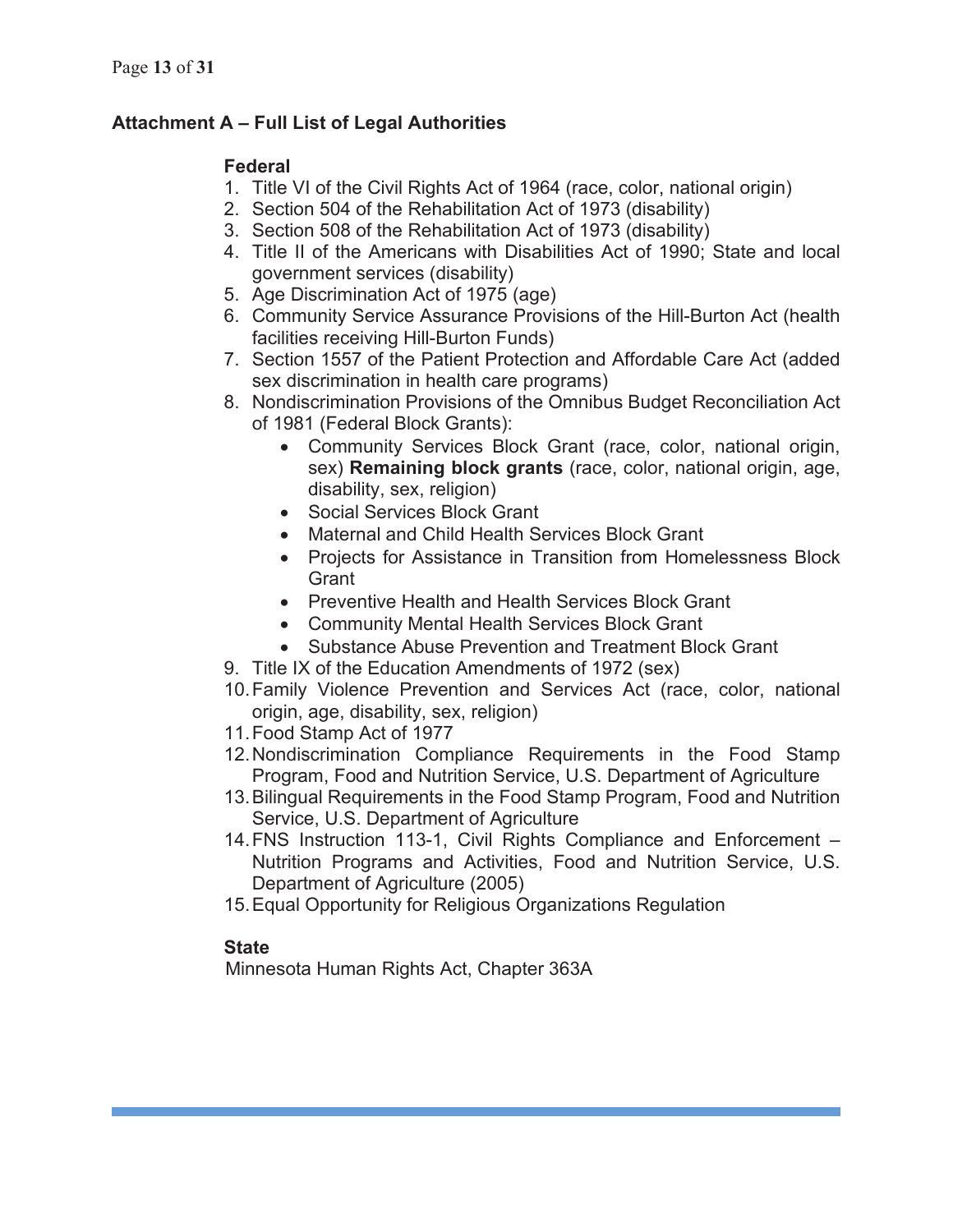## Attachment A – Full List of Legal Authorities

### Federal

1. Title VI of the Civil Rights Act of 1964 (race, color, national origin)
2. Section 504 of the Rehabilitation Act of 1973 (disability)
3. Section 508 of the Rehabilitation Act of 1973 (disability)
4. Title II of the Americans with Disabilities Act of 1990; State and local government services (disability)
5. Age Discrimination Act of 1975 (age)
6. Community Service Assurance Provisions of the Hill-Burton Act (health facilities receiving Hill-Burton Funds)
7. Section 1557 of the Patient Protection and Affordable Care Act (added sex discrimination in health care programs)
8. Nondiscrimination Provisions of the Omnibus Budget Reconciliation Act of 1981 (Federal Block Grants):
   - Community Services Block Grant (race, color, national origin, sex) **Remaining block grants** (race, color, national origin, age, disability, sex, religion)
   - Social Services Block Grant
   - Maternal and Child Health Services Block Grant
   - Projects for Assistance in Transition from Homelessness Block Grant
   - Preventive Health and Health Services Block Grant
   - Community Mental Health Services Block Grant
   - Substance Abuse Prevention and Treatment Block Grant
9. Title IX of the Education Amendments of 1972 (sex)
10. Family Violence Prevention and Services Act (race, color, national origin, age, disability, sex, religion)
11. Food Stamp Act of 1977
12. Nondiscrimination Compliance Requirements in the Food Stamp Program, Food and Nutrition Service, U.S. Department of Agriculture
13. Bilingual Requirements in the Food Stamp Program, Food and Nutrition Service, U.S. Department of Agriculture
14. FNS Instruction 113-1, Civil Rights Compliance and Enforcement – Nutrition Programs and Activities, Food and Nutrition Service, U.S. Department of Agriculture (2005)
15. Equal Opportunity for Religious Organizations Regulation

### State

Minnesota Human Rights Act, Chapter 363A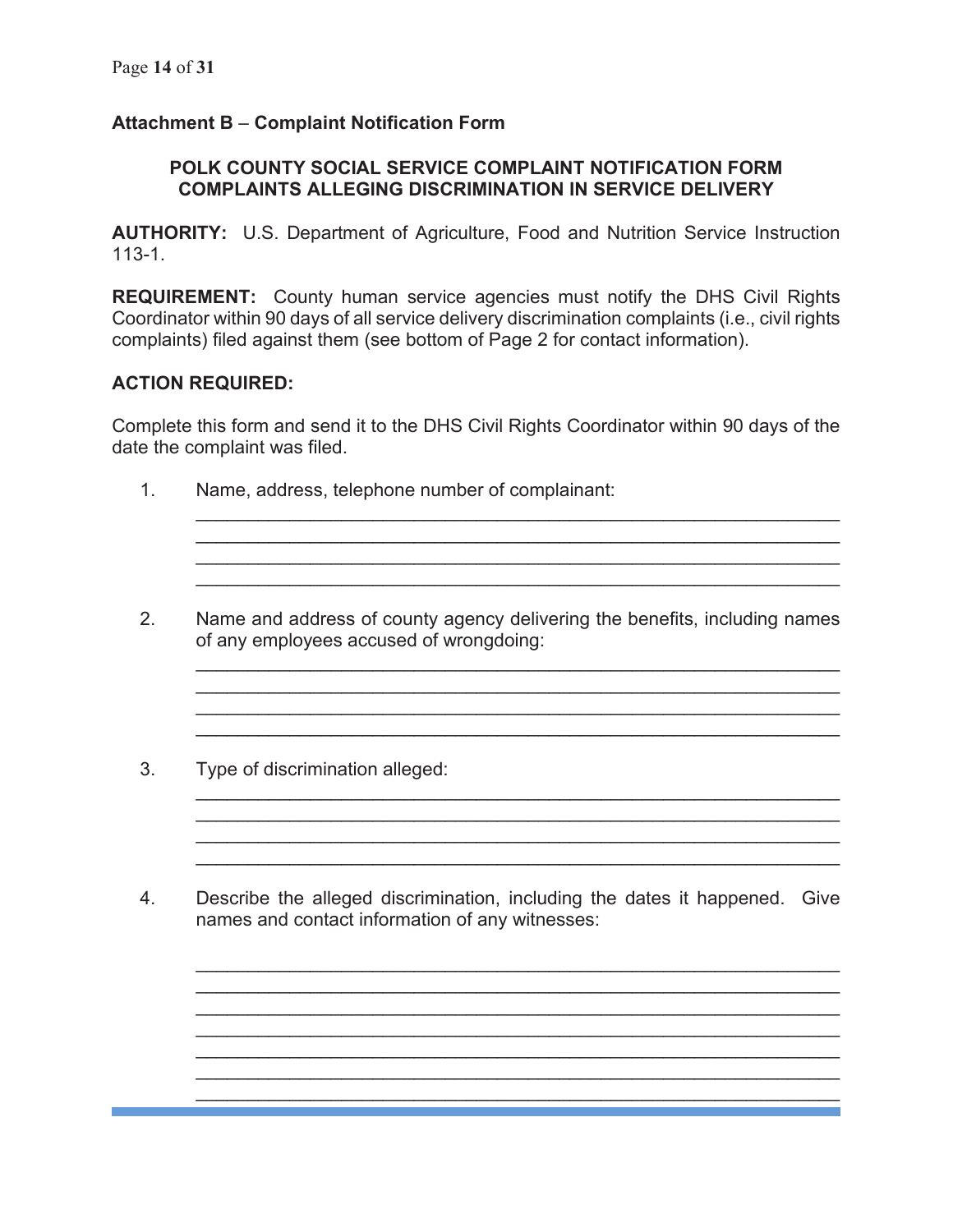## Attachment B – Complaint Notification Form

### POLK COUNTY SOCIAL SERVICE COMPLAINT NOTIFICATION FORM COMPLAINTS ALLEGING DISCRIMINATION IN SERVICE DELIVERY

**AUTHORITY:** U.S. Department of Agriculture, Food and Nutrition Service Instruction 113-1.

**REQUIREMENT:** County human service agencies must notify the DHS Civil Rights Coordinator within 90 days of all service delivery discrimination complaints (i.e., civil rights complaints) filed against them (see bottom of Page 2 for contact information).

**ACTION REQUIRED:**

Complete this form and send it to the DHS Civil Rights Coordinator within 90 days of the date the complaint was filed.

1. Name, address, telephone number of complainant:

   ______________________________________________________________
   ______________________________________________________________
   ______________________________________________________________
   ______________________________________________________________

2. Name and address of county agency delivering the benefits, including names of any employees accused of wrongdoing:

   ______________________________________________________________
   ______________________________________________________________
   ______________________________________________________________
   ______________________________________________________________

3. Type of discrimination alleged:

   ______________________________________________________________
   ______________________________________________________________
   ______________________________________________________________
   ______________________________________________________________

4. Describe the alleged discrimination, including the dates it happened. Give names and contact information of any witnesses:

   ______________________________________________________________
   ______________________________________________________________
   ______________________________________________________________
   ______________________________________________________________
   ______________________________________________________________
   ______________________________________________________________
   ______________________________________________________________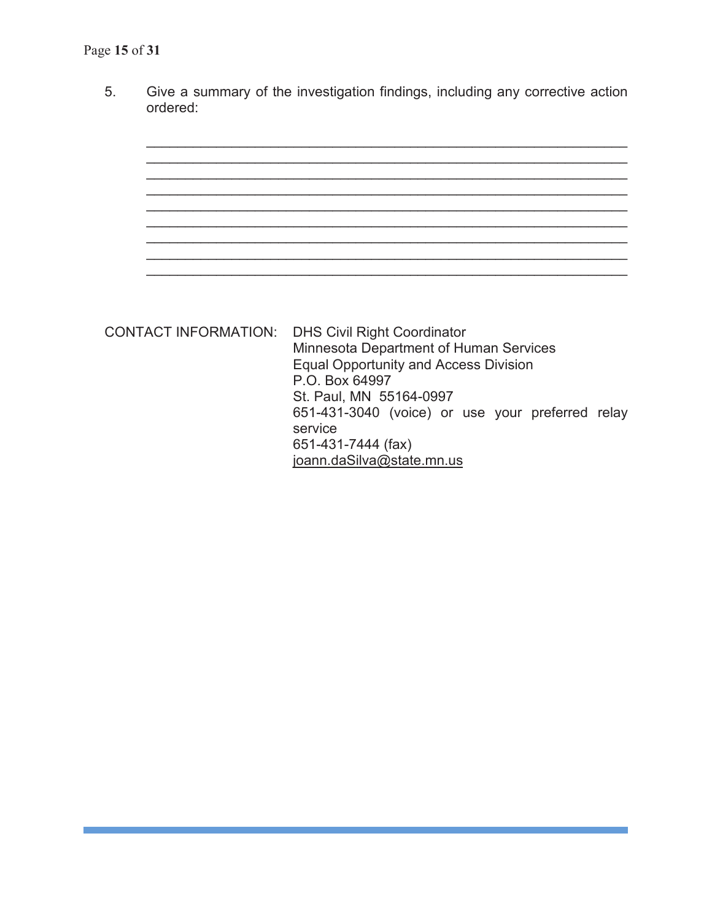5. Give a summary of the investigation findings, including any corrective action ordered:

_________________________________________________________________
_________________________________________________________________
_________________________________________________________________
_________________________________________________________________
_________________________________________________________________
_________________________________________________________________
_________________________________________________________________
_________________________________________________________________
_________________________________________________________________

CONTACT INFORMATION: DHS Civil Right Coordinator
Minnesota Department of Human Services
Equal Opportunity and Access Division
P.O. Box 64997
St. Paul, MN 55164-0997
651-431-3040 (voice) or use your preferred relay service
651-431-7444 (fax)
joann.daSilva@state.mn.us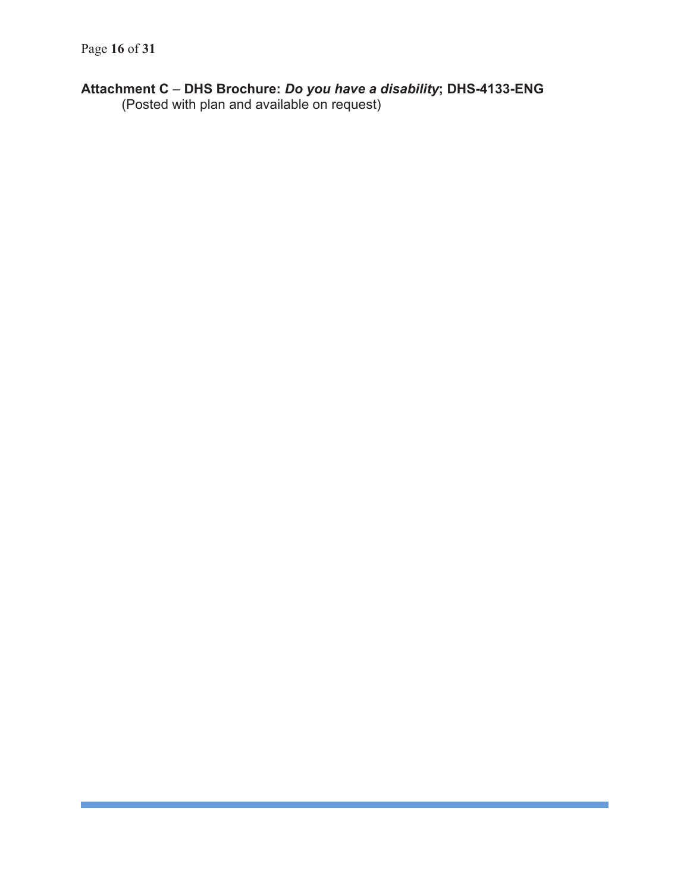**Attachment C** – **DHS Brochure:** ***Do you have a disability*****; DHS-4133-ENG**

(Posted with plan and available on request)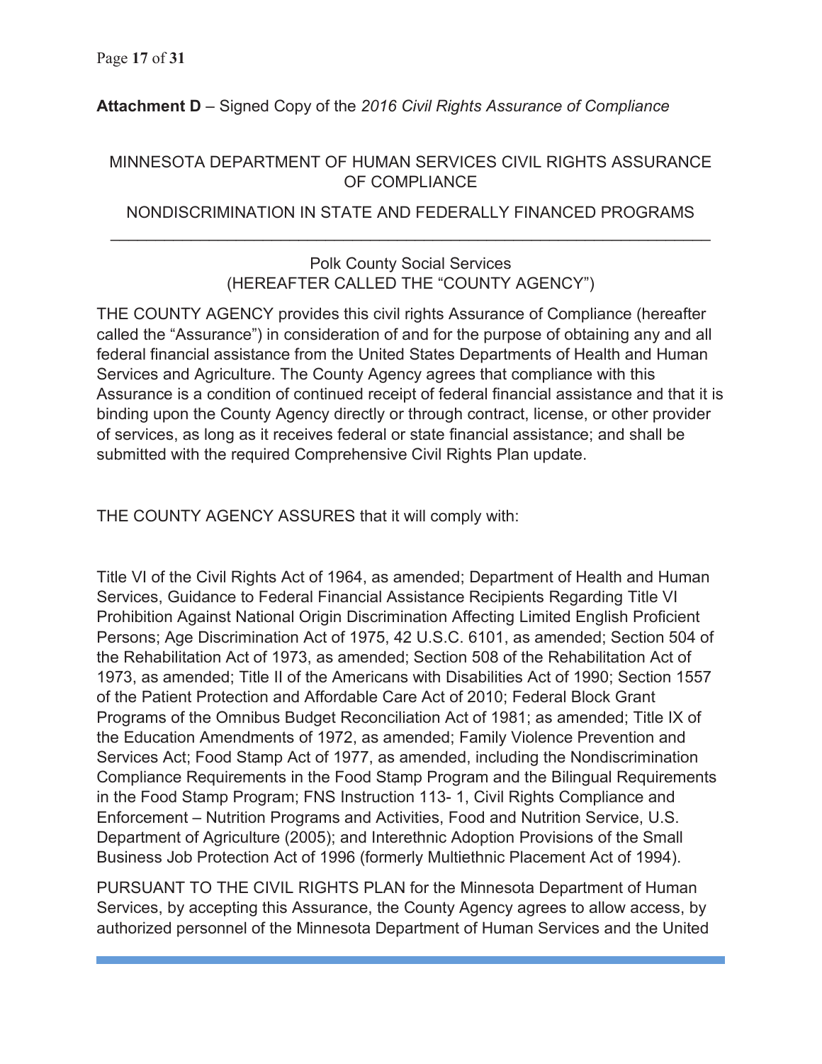**Attachment D** – Signed Copy of the *2016 Civil Rights Assurance of Compliance*

MINNESOTA DEPARTMENT OF HUMAN SERVICES CIVIL RIGHTS ASSURANCE OF COMPLIANCE

NONDISCRIMINATION IN STATE AND FEDERALLY FINANCED PROGRAMS

---

Polk County Social Services
(HEREAFTER CALLED THE "COUNTY AGENCY")

THE COUNTY AGENCY provides this civil rights Assurance of Compliance (hereafter called the "Assurance") in consideration of and for the purpose of obtaining any and all federal financial assistance from the United States Departments of Health and Human Services and Agriculture. The County Agency agrees that compliance with this Assurance is a condition of continued receipt of federal financial assistance and that it is binding upon the County Agency directly or through contract, license, or other provider of services, as long as it receives federal or state financial assistance; and shall be submitted with the required Comprehensive Civil Rights Plan update.

THE COUNTY AGENCY ASSURES that it will comply with:

Title VI of the Civil Rights Act of 1964, as amended; Department of Health and Human Services, Guidance to Federal Financial Assistance Recipients Regarding Title VI Prohibition Against National Origin Discrimination Affecting Limited English Proficient Persons; Age Discrimination Act of 1975, 42 U.S.C. 6101, as amended; Section 504 of the Rehabilitation Act of 1973, as amended; Section 508 of the Rehabilitation Act of 1973, as amended; Title II of the Americans with Disabilities Act of 1990; Section 1557 of the Patient Protection and Affordable Care Act of 2010; Federal Block Grant Programs of the Omnibus Budget Reconciliation Act of 1981; as amended; Title IX of the Education Amendments of 1972, as amended; Family Violence Prevention and Services Act; Food Stamp Act of 1977, as amended, including the Nondiscrimination Compliance Requirements in the Food Stamp Program and the Bilingual Requirements in the Food Stamp Program; FNS Instruction 113- 1, Civil Rights Compliance and Enforcement – Nutrition Programs and Activities, Food and Nutrition Service, U.S. Department of Agriculture (2005); and Interethnic Adoption Provisions of the Small Business Job Protection Act of 1996 (formerly Multiethnic Placement Act of 1994).

PURSUANT TO THE CIVIL RIGHTS PLAN for the Minnesota Department of Human Services, by accepting this Assurance, the County Agency agrees to allow access, by authorized personnel of the Minnesota Department of Human Services and the United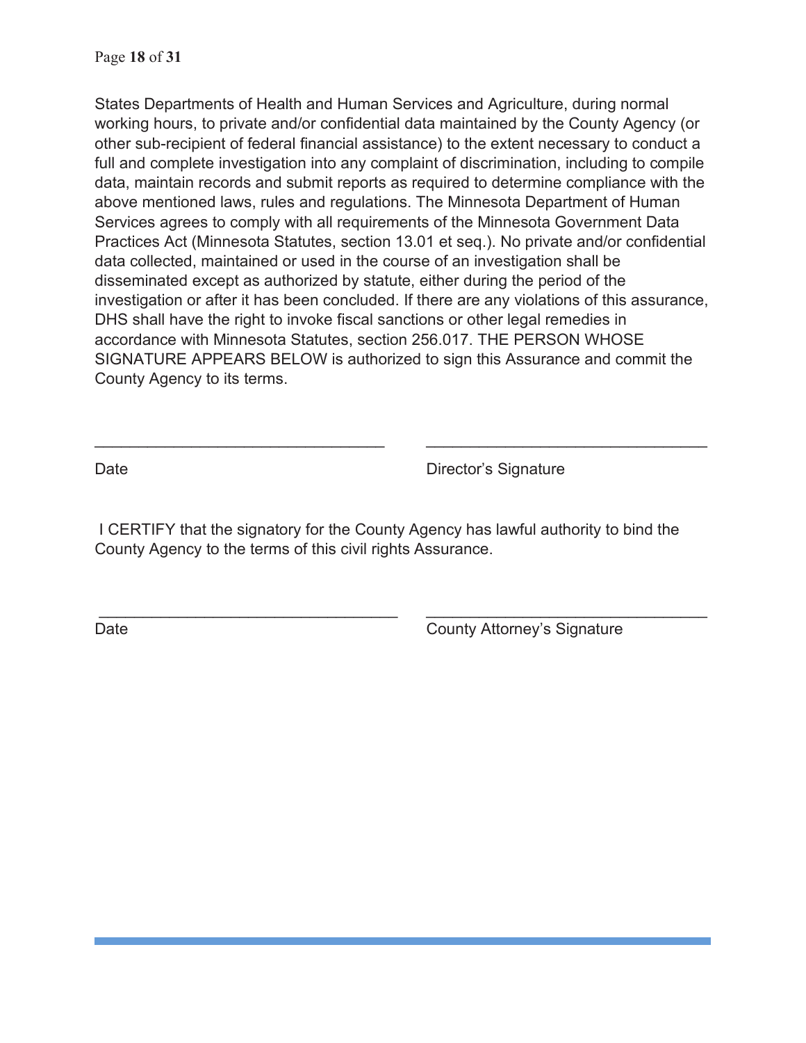States Departments of Health and Human Services and Agriculture, during normal working hours, to private and/or confidential data maintained by the County Agency (or other sub-recipient of federal financial assistance) to the extent necessary to conduct a full and complete investigation into any complaint of discrimination, including to compile data, maintain records and submit reports as required to determine compliance with the above mentioned laws, rules and regulations. The Minnesota Department of Human Services agrees to comply with all requirements of the Minnesota Government Data Practices Act (Minnesota Statutes, section 13.01 et seq.). No private and/or confidential data collected, maintained or used in the course of an investigation shall be disseminated except as authorized by statute, either during the period of the investigation or after it has been concluded. If there are any violations of this assurance, DHS shall have the right to invoke fiscal sanctions or other legal remedies in accordance with Minnesota Statutes, section 256.017. THE PERSON WHOSE SIGNATURE APPEARS BELOW is authorized to sign this Assurance and commit the County Agency to its terms.

_________________________________ _________________________________

Date Director's Signature

I CERTIFY that the signatory for the County Agency has lawful authority to bind the County Agency to the terms of this civil rights Assurance.

_________________________________ _________________________________

Date County Attorney's Signature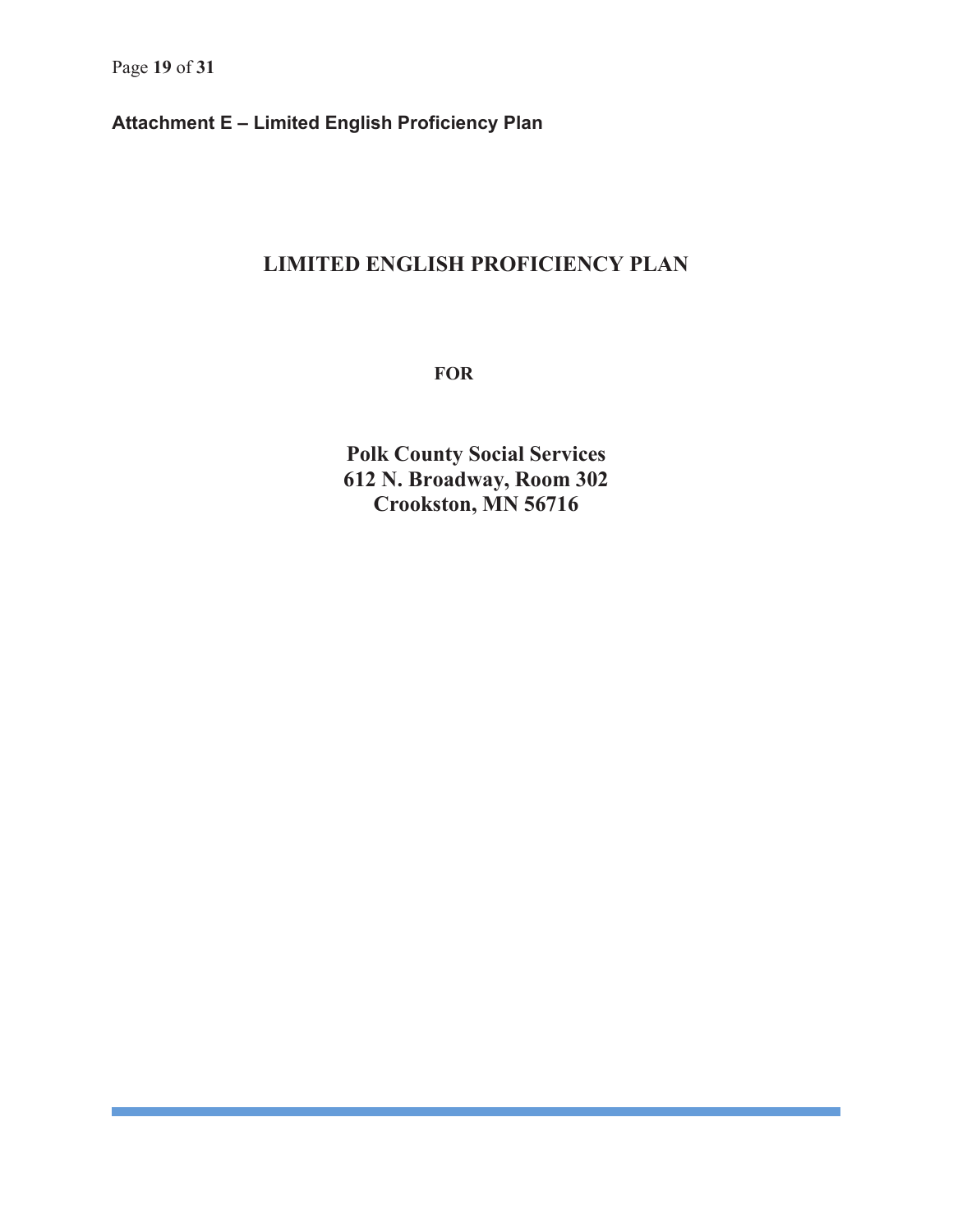**Attachment E – Limited English Proficiency Plan**

# LIMITED ENGLISH PROFICIENCY PLAN

**FOR**

**Polk County Social Services**
**612 N. Broadway, Room 302**
**Crookston, MN 56716**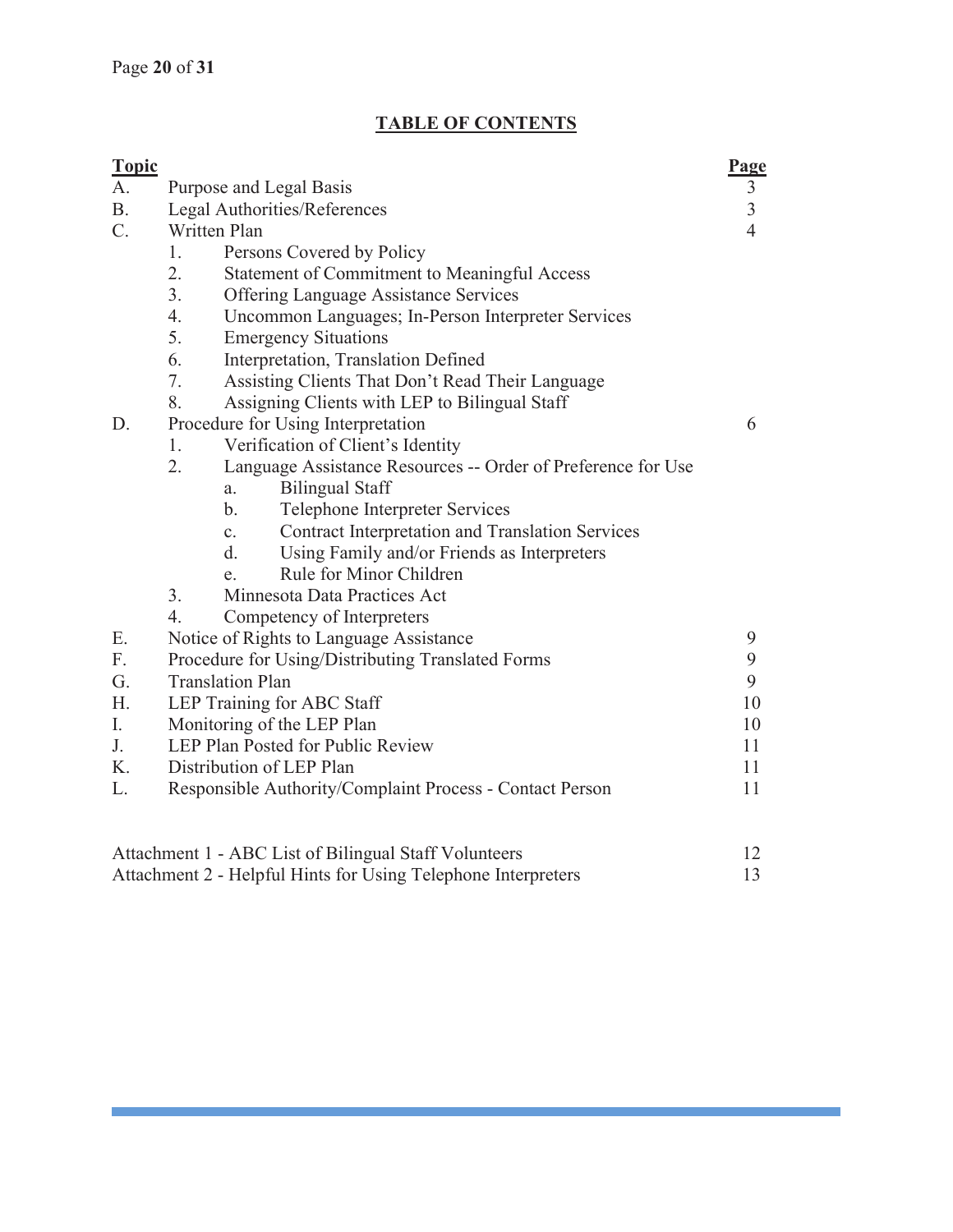## TABLE OF CONTENTS

| Topic | | Page |
|---|---|---|
| A. | Purpose and Legal Basis | 3 |
| B. | Legal Authorities/References | 3 |
| C. | Written Plan | 4 |
| | 1. Persons Covered by Policy | |
| | 2. Statement of Commitment to Meaningful Access | |
| | 3. Offering Language Assistance Services | |
| | 4. Uncommon Languages; In-Person Interpreter Services | |
| | 5. Emergency Situations | |
| | 6. Interpretation, Translation Defined | |
| | 7. Assisting Clients That Don't Read Their Language | |
| | 8. Assigning Clients with LEP to Bilingual Staff | |
| D. | Procedure for Using Interpretation | 6 |
| | 1. Verification of Client's Identity | |
| | 2. Language Assistance Resources -- Order of Preference for Use | |
| | a. Bilingual Staff | |
| | b. Telephone Interpreter Services | |
| | c. Contract Interpretation and Translation Services | |
| | d. Using Family and/or Friends as Interpreters | |
| | e. Rule for Minor Children | |
| | 3. Minnesota Data Practices Act | |
| | 4. Competency of Interpreters | |
| E. | Notice of Rights to Language Assistance | 9 |
| F. | Procedure for Using/Distributing Translated Forms | 9 |
| G. | Translation Plan | 9 |
| H. | LEP Training for ABC Staff | 10 |
| I. | Monitoring of the LEP Plan | 10 |
| J. | LEP Plan Posted for Public Review | 11 |
| K. | Distribution of LEP Plan | 11 |
| L. | Responsible Authority/Complaint Process - Contact Person | 11 |
| | Attachment 1 - ABC List of Bilingual Staff Volunteers | 12 |
| | Attachment 2 - Helpful Hints for Using Telephone Interpreters | 13 |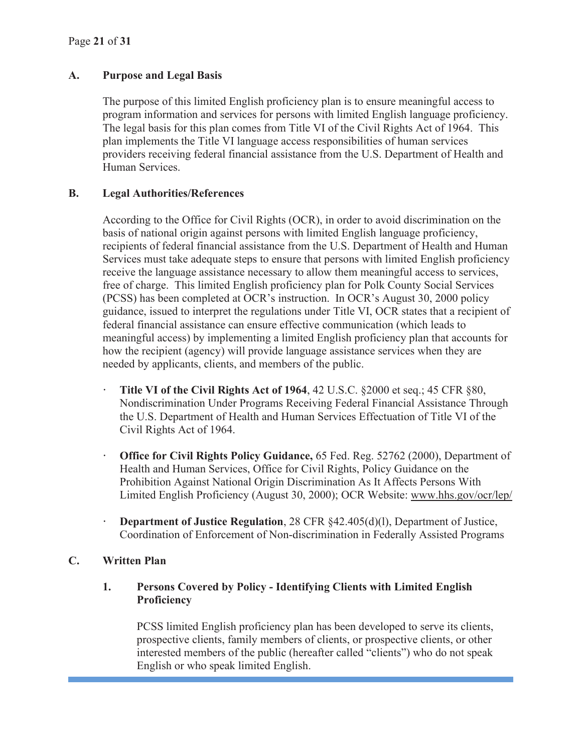## A. Purpose and Legal Basis

The purpose of this limited English proficiency plan is to ensure meaningful access to program information and services for persons with limited English language proficiency. The legal basis for this plan comes from Title VI of the Civil Rights Act of 1964. This plan implements the Title VI language access responsibilities of human services providers receiving federal financial assistance from the U.S. Department of Health and Human Services.

## B. Legal Authorities/References

According to the Office for Civil Rights (OCR), in order to avoid discrimination on the basis of national origin against persons with limited English language proficiency, recipients of federal financial assistance from the U.S. Department of Health and Human Services must take adequate steps to ensure that persons with limited English proficiency receive the language assistance necessary to allow them meaningful access to services, free of charge. This limited English proficiency plan for Polk County Social Services (PCSS) has been completed at OCR's instruction. In OCR's August 30, 2000 policy guidance, issued to interpret the regulations under Title VI, OCR states that a recipient of federal financial assistance can ensure effective communication (which leads to meaningful access) by implementing a limited English proficiency plan that accounts for how the recipient (agency) will provide language assistance services when they are needed by applicants, clients, and members of the public.

- **Title VI of the Civil Rights Act of 1964**, 42 U.S.C. §2000 et seq.; 45 CFR §80, Nondiscrimination Under Programs Receiving Federal Financial Assistance Through the U.S. Department of Health and Human Services Effectuation of Title VI of the Civil Rights Act of 1964.
- **Office for Civil Rights Policy Guidance,** 65 Fed. Reg. 52762 (2000), Department of Health and Human Services, Office for Civil Rights, Policy Guidance on the Prohibition Against National Origin Discrimination As It Affects Persons With Limited English Proficiency (August 30, 2000); OCR Website: www.hhs.gov/ocr/lep/
- **Department of Justice Regulation**, 28 CFR §42.405(d)(l), Department of Justice, Coordination of Enforcement of Non-discrimination in Federally Assisted Programs

## C. Written Plan

### 1. Persons Covered by Policy - Identifying Clients with Limited English Proficiency

PCSS limited English proficiency plan has been developed to serve its clients, prospective clients, family members of clients, or prospective clients, or other interested members of the public (hereafter called "clients") who do not speak English or who speak limited English.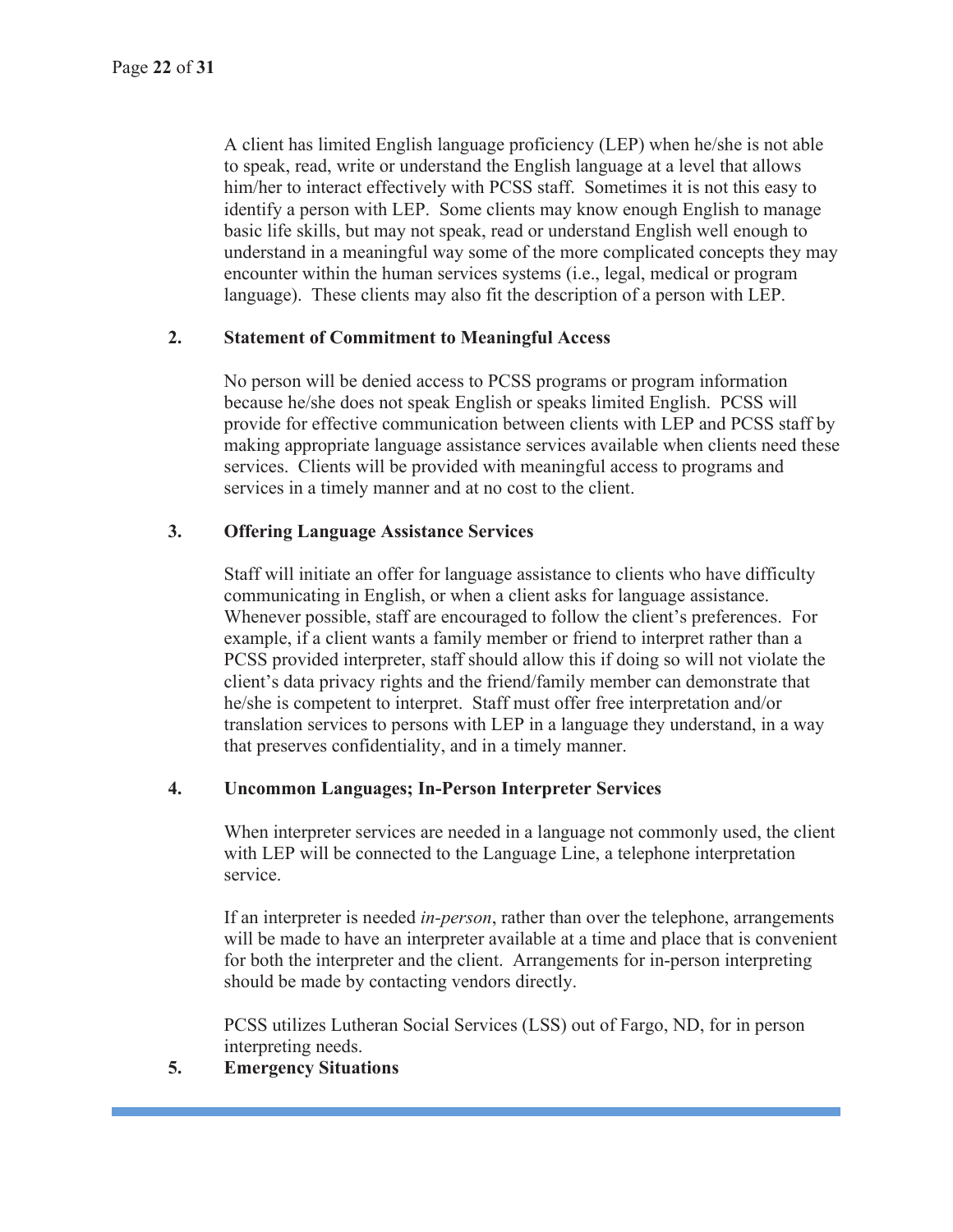A client has limited English language proficiency (LEP) when he/she is not able to speak, read, write or understand the English language at a level that allows him/her to interact effectively with PCSS staff. Sometimes it is not this easy to identify a person with LEP. Some clients may know enough English to manage basic life skills, but may not speak, read or understand English well enough to understand in a meaningful way some of the more complicated concepts they may encounter within the human services systems (i.e., legal, medical or program language). These clients may also fit the description of a person with LEP.

**2. Statement of Commitment to Meaningful Access**

No person will be denied access to PCSS programs or program information because he/she does not speak English or speaks limited English. PCSS will provide for effective communication between clients with LEP and PCSS staff by making appropriate language assistance services available when clients need these services. Clients will be provided with meaningful access to programs and services in a timely manner and at no cost to the client.

**3. Offering Language Assistance Services**

Staff will initiate an offer for language assistance to clients who have difficulty communicating in English, or when a client asks for language assistance. Whenever possible, staff are encouraged to follow the client's preferences. For example, if a client wants a family member or friend to interpret rather than a PCSS provided interpreter, staff should allow this if doing so will not violate the client's data privacy rights and the friend/family member can demonstrate that he/she is competent to interpret. Staff must offer free interpretation and/or translation services to persons with LEP in a language they understand, in a way that preserves confidentiality, and in a timely manner.

**4. Uncommon Languages; In-Person Interpreter Services**

When interpreter services are needed in a language not commonly used, the client with LEP will be connected to the Language Line, a telephone interpretation service.

If an interpreter is needed *in-person*, rather than over the telephone, arrangements will be made to have an interpreter available at a time and place that is convenient for both the interpreter and the client. Arrangements for in-person interpreting should be made by contacting vendors directly.

PCSS utilizes Lutheran Social Services (LSS) out of Fargo, ND, for in person interpreting needs.

**5. Emergency Situations**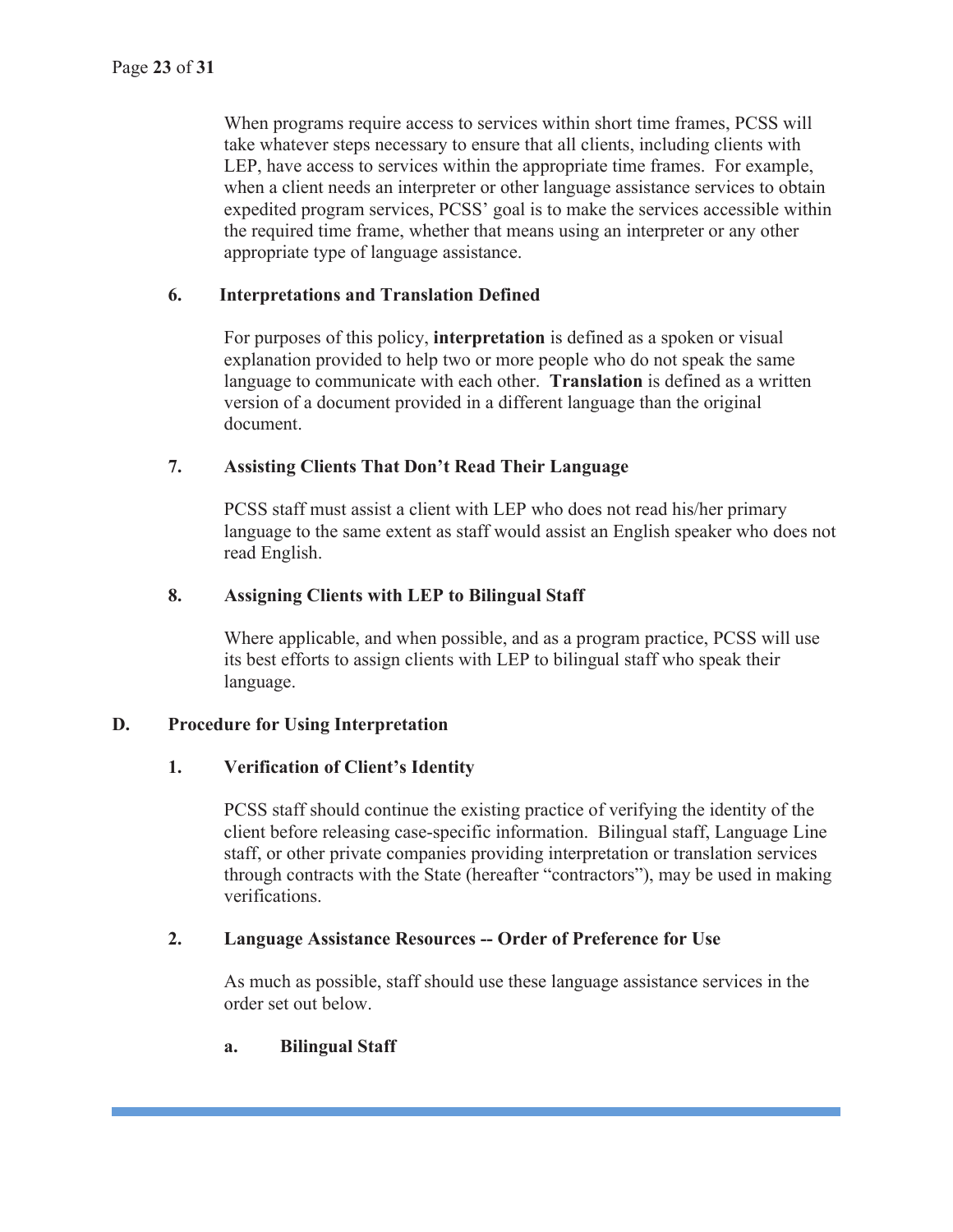When programs require access to services within short time frames, PCSS will take whatever steps necessary to ensure that all clients, including clients with LEP, have access to services within the appropriate time frames. For example, when a client needs an interpreter or other language assistance services to obtain expedited program services, PCSS' goal is to make the services accessible within the required time frame, whether that means using an interpreter or any other appropriate type of language assistance.

### 6. Interpretations and Translation Defined

For purposes of this policy, **interpretation** is defined as a spoken or visual explanation provided to help two or more people who do not speak the same language to communicate with each other. **Translation** is defined as a written version of a document provided in a different language than the original document.

### 7. Assisting Clients That Don't Read Their Language

PCSS staff must assist a client with LEP who does not read his/her primary language to the same extent as staff would assist an English speaker who does not read English.

### 8. Assigning Clients with LEP to Bilingual Staff

Where applicable, and when possible, and as a program practice, PCSS will use its best efforts to assign clients with LEP to bilingual staff who speak their language.

## D. Procedure for Using Interpretation

### 1. Verification of Client's Identity

PCSS staff should continue the existing practice of verifying the identity of the client before releasing case-specific information. Bilingual staff, Language Line staff, or other private companies providing interpretation or translation services through contracts with the State (hereafter "contractors"), may be used in making verifications.

### 2. Language Assistance Resources -- Order of Preference for Use

As much as possible, staff should use these language assistance services in the order set out below.

#### a. Bilingual Staff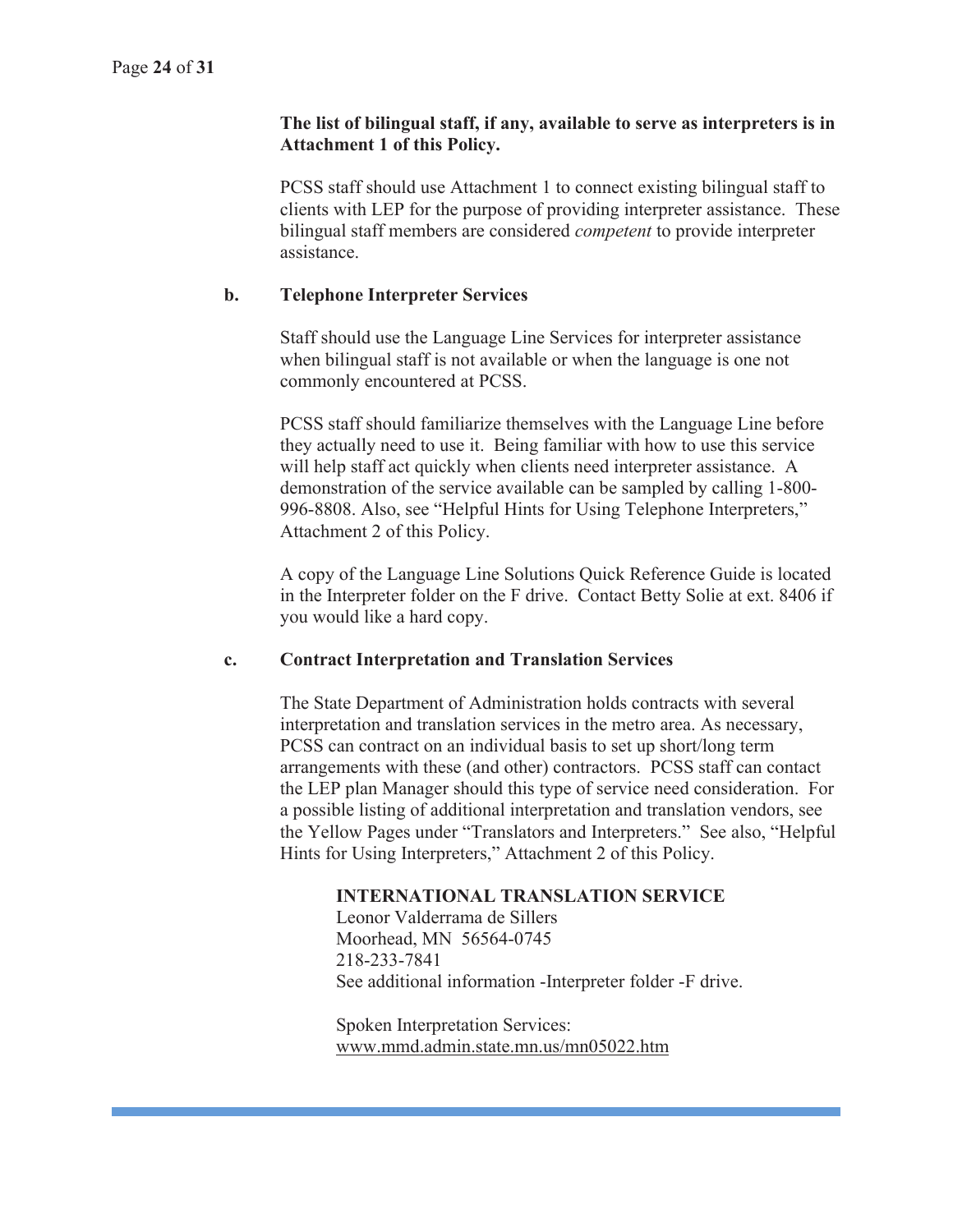**The list of bilingual staff, if any, available to serve as interpreters is in Attachment 1 of this Policy.**

PCSS staff should use Attachment 1 to connect existing bilingual staff to clients with LEP for the purpose of providing interpreter assistance. These bilingual staff members are considered *competent* to provide interpreter assistance.

**b. Telephone Interpreter Services**

Staff should use the Language Line Services for interpreter assistance when bilingual staff is not available or when the language is one not commonly encountered at PCSS.

PCSS staff should familiarize themselves with the Language Line before they actually need to use it. Being familiar with how to use this service will help staff act quickly when clients need interpreter assistance. A demonstration of the service available can be sampled by calling 1-800-996-8808. Also, see "Helpful Hints for Using Telephone Interpreters," Attachment 2 of this Policy.

A copy of the Language Line Solutions Quick Reference Guide is located in the Interpreter folder on the F drive. Contact Betty Solie at ext. 8406 if you would like a hard copy.

**c. Contract Interpretation and Translation Services**

The State Department of Administration holds contracts with several interpretation and translation services in the metro area. As necessary, PCSS can contract on an individual basis to set up short/long term arrangements with these (and other) contractors. PCSS staff can contact the LEP plan Manager should this type of service need consideration. For a possible listing of additional interpretation and translation vendors, see the Yellow Pages under "Translators and Interpreters." See also, "Helpful Hints for Using Interpreters," Attachment 2 of this Policy.

**INTERNATIONAL TRANSLATION SERVICE**
Leonor Valderrama de Sillers
Moorhead, MN 56564-0745
218-233-7841
See additional information -Interpreter folder -F drive.

Spoken Interpretation Services:
www.mmd.admin.state.mn.us/mn05022.htm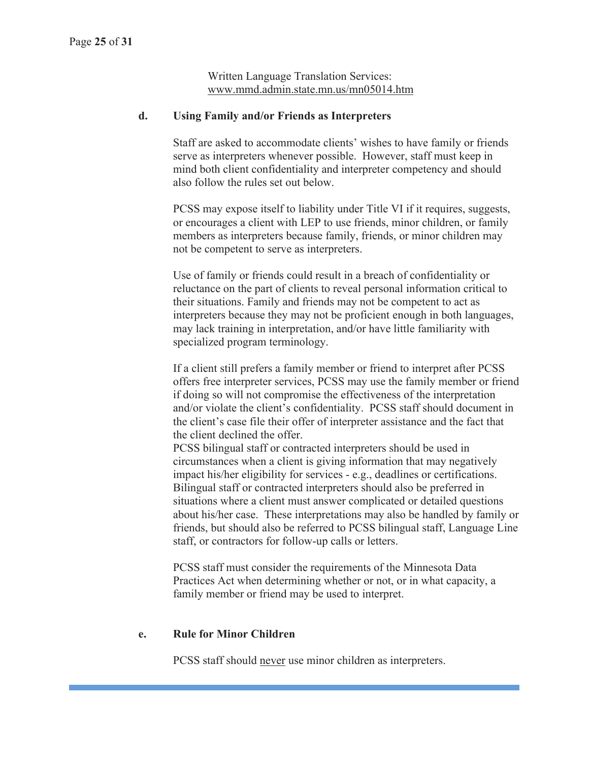Written Language Translation Services:
www.mmd.admin.state.mn.us/mn05014.htm

**d. Using Family and/or Friends as Interpreters**

Staff are asked to accommodate clients' wishes to have family or friends serve as interpreters whenever possible. However, staff must keep in mind both client confidentiality and interpreter competency and should also follow the rules set out below.

PCSS may expose itself to liability under Title VI if it requires, suggests, or encourages a client with LEP to use friends, minor children, or family members as interpreters because family, friends, or minor children may not be competent to serve as interpreters.

Use of family or friends could result in a breach of confidentiality or reluctance on the part of clients to reveal personal information critical to their situations. Family and friends may not be competent to act as interpreters because they may not be proficient enough in both languages, may lack training in interpretation, and/or have little familiarity with specialized program terminology.

If a client still prefers a family member or friend to interpret after PCSS offers free interpreter services, PCSS may use the family member or friend if doing so will not compromise the effectiveness of the interpretation and/or violate the client's confidentiality. PCSS staff should document in the client's case file their offer of interpreter assistance and the fact that the client declined the offer.
PCSS bilingual staff or contracted interpreters should be used in circumstances when a client is giving information that may negatively impact his/her eligibility for services - e.g., deadlines or certifications. Bilingual staff or contracted interpreters should also be preferred in situations where a client must answer complicated or detailed questions about his/her case. These interpretations may also be handled by family or friends, but should also be referred to PCSS bilingual staff, Language Line staff, or contractors for follow-up calls or letters.

PCSS staff must consider the requirements of the Minnesota Data Practices Act when determining whether or not, or in what capacity, a family member or friend may be used to interpret.

**e. Rule for Minor Children**

PCSS staff should <u>never</u> use minor children as interpreters.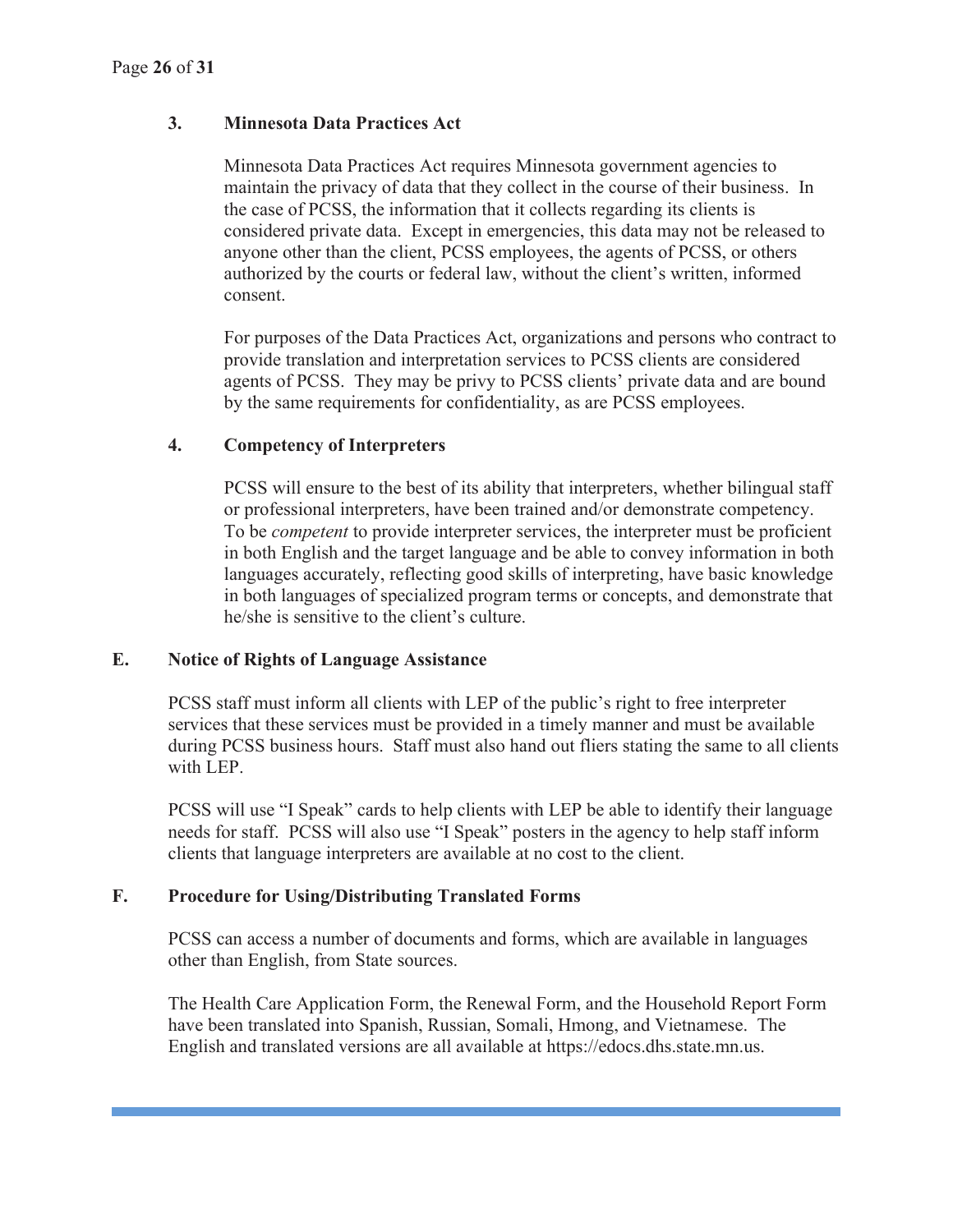### 3. Minnesota Data Practices Act

Minnesota Data Practices Act requires Minnesota government agencies to maintain the privacy of data that they collect in the course of their business. In the case of PCSS, the information that it collects regarding its clients is considered private data. Except in emergencies, this data may not be released to anyone other than the client, PCSS employees, the agents of PCSS, or others authorized by the courts or federal law, without the client's written, informed consent.

For purposes of the Data Practices Act, organizations and persons who contract to provide translation and interpretation services to PCSS clients are considered agents of PCSS. They may be privy to PCSS clients' private data and are bound by the same requirements for confidentiality, as are PCSS employees.

### 4. Competency of Interpreters

PCSS will ensure to the best of its ability that interpreters, whether bilingual staff or professional interpreters, have been trained and/or demonstrate competency. To be *competent* to provide interpreter services, the interpreter must be proficient in both English and the target language and be able to convey information in both languages accurately, reflecting good skills of interpreting, have basic knowledge in both languages of specialized program terms or concepts, and demonstrate that he/she is sensitive to the client's culture.

## E. Notice of Rights of Language Assistance

PCSS staff must inform all clients with LEP of the public's right to free interpreter services that these services must be provided in a timely manner and must be available during PCSS business hours. Staff must also hand out fliers stating the same to all clients with LEP.

PCSS will use "I Speak" cards to help clients with LEP be able to identify their language needs for staff. PCSS will also use "I Speak" posters in the agency to help staff inform clients that language interpreters are available at no cost to the client.

## F. Procedure for Using/Distributing Translated Forms

PCSS can access a number of documents and forms, which are available in languages other than English, from State sources.

The Health Care Application Form, the Renewal Form, and the Household Report Form have been translated into Spanish, Russian, Somali, Hmong, and Vietnamese. The English and translated versions are all available at https://edocs.dhs.state.mn.us.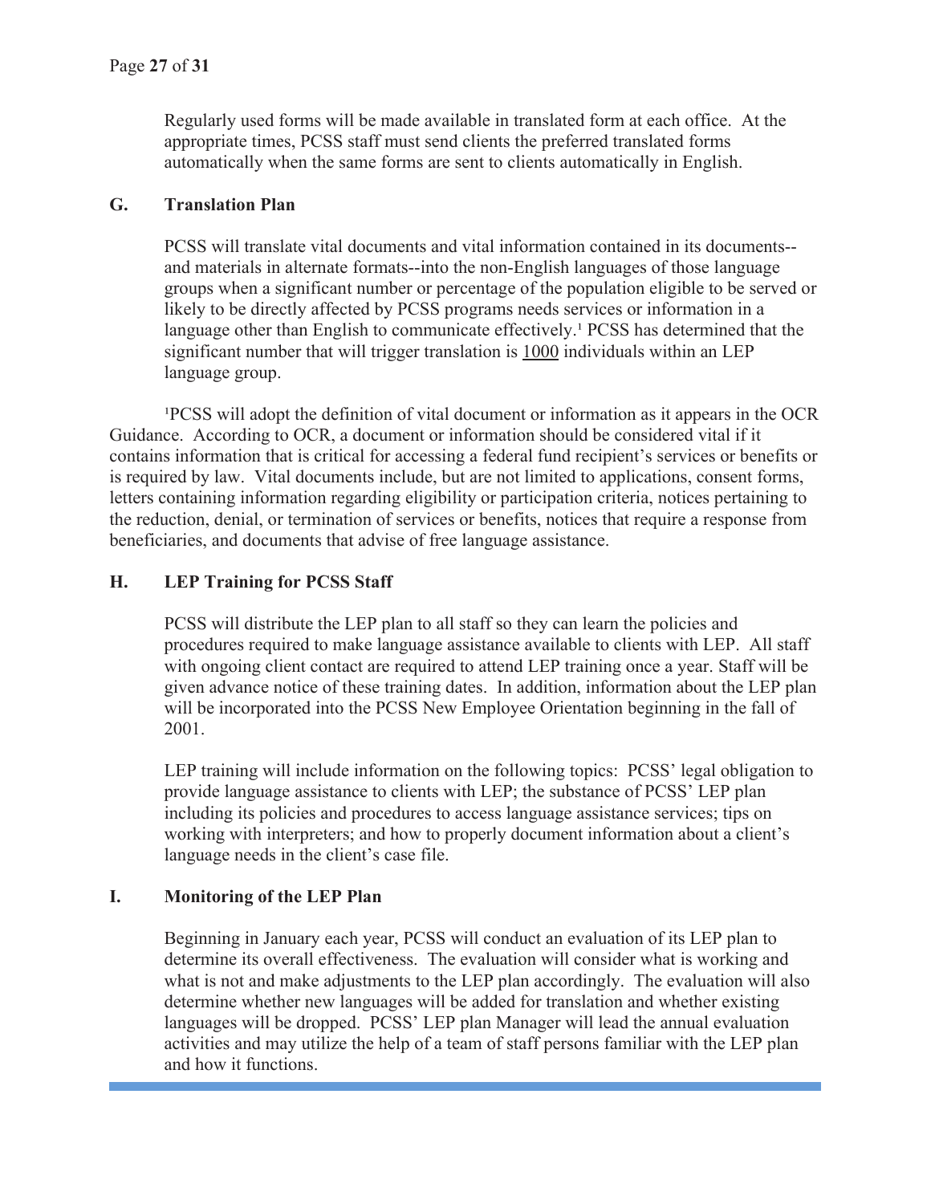Regularly used forms will be made available in translated form at each office. At the appropriate times, PCSS staff must send clients the preferred translated forms automatically when the same forms are sent to clients automatically in English.

### G. Translation Plan

PCSS will translate vital documents and vital information contained in its documents--and materials in alternate formats--into the non-English languages of those language groups when a significant number or percentage of the population eligible to be served or likely to be directly affected by PCSS programs needs services or information in a language other than English to communicate effectively.[1] PCSS has determined that the significant number that will trigger translation is <u>1000</u> individuals within an LEP language group.

[1]PCSS will adopt the definition of vital document or information as it appears in the OCR Guidance. According to OCR, a document or information should be considered vital if it contains information that is critical for accessing a federal fund recipient's services or benefits or is required by law. Vital documents include, but are not limited to applications, consent forms, letters containing information regarding eligibility or participation criteria, notices pertaining to the reduction, denial, or termination of services or benefits, notices that require a response from beneficiaries, and documents that advise of free language assistance.

### H. LEP Training for PCSS Staff

PCSS will distribute the LEP plan to all staff so they can learn the policies and procedures required to make language assistance available to clients with LEP. All staff with ongoing client contact are required to attend LEP training once a year. Staff will be given advance notice of these training dates. In addition, information about the LEP plan will be incorporated into the PCSS New Employee Orientation beginning in the fall of 2001.

LEP training will include information on the following topics: PCSS' legal obligation to provide language assistance to clients with LEP; the substance of PCSS' LEP plan including its policies and procedures to access language assistance services; tips on working with interpreters; and how to properly document information about a client's language needs in the client's case file.

### I. Monitoring of the LEP Plan

Beginning in January each year, PCSS will conduct an evaluation of its LEP plan to determine its overall effectiveness. The evaluation will consider what is working and what is not and make adjustments to the LEP plan accordingly. The evaluation will also determine whether new languages will be added for translation and whether existing languages will be dropped. PCSS' LEP plan Manager will lead the annual evaluation activities and may utilize the help of a team of staff persons familiar with the LEP plan and how it functions.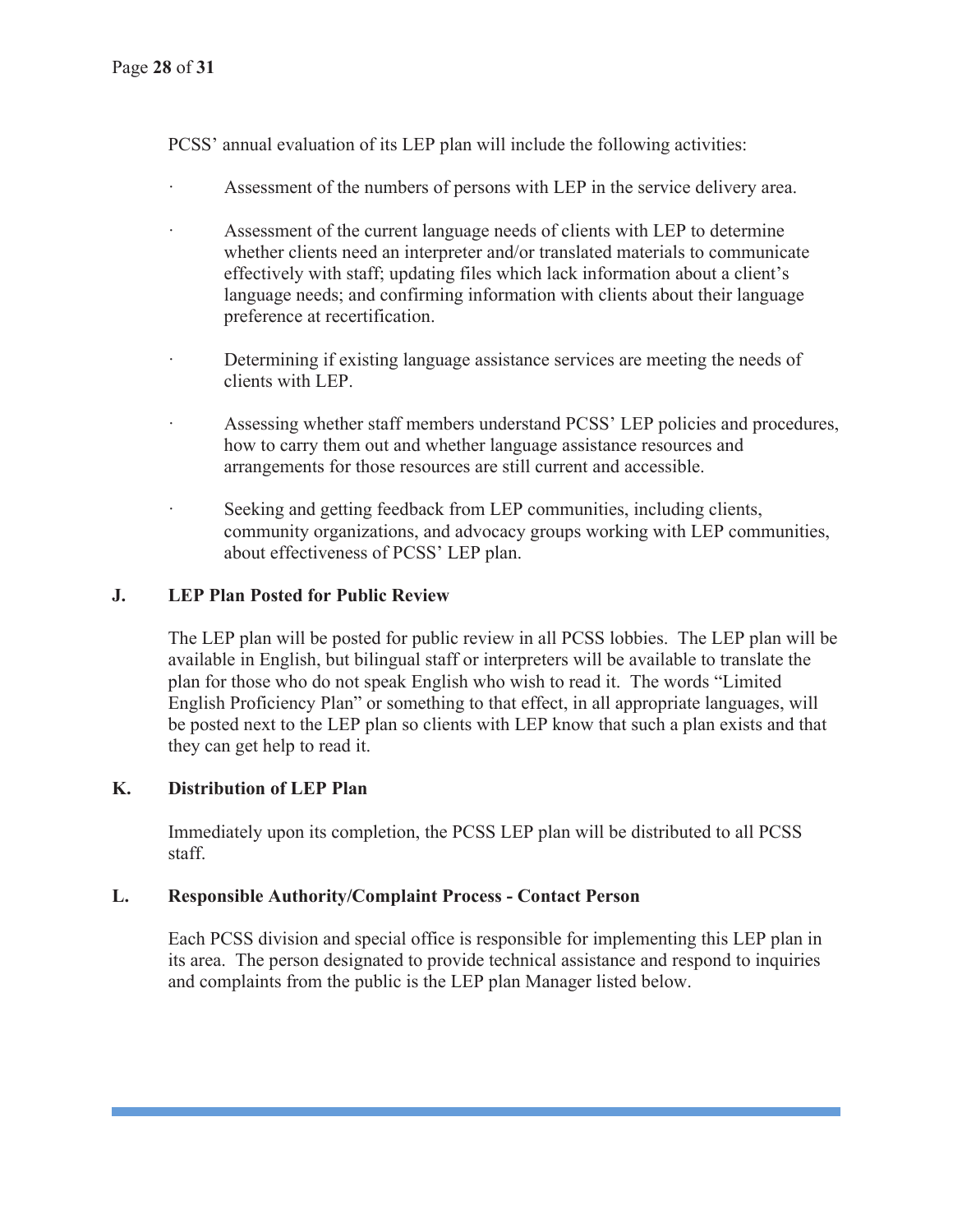PCSS' annual evaluation of its LEP plan will include the following activities:

- Assessment of the numbers of persons with LEP in the service delivery area.
- Assessment of the current language needs of clients with LEP to determine whether clients need an interpreter and/or translated materials to communicate effectively with staff; updating files which lack information about a client's language needs; and confirming information with clients about their language preference at recertification.
- Determining if existing language assistance services are meeting the needs of clients with LEP.
- Assessing whether staff members understand PCSS' LEP policies and procedures, how to carry them out and whether language assistance resources and arrangements for those resources are still current and accessible.
- Seeking and getting feedback from LEP communities, including clients, community organizations, and advocacy groups working with LEP communities, about effectiveness of PCSS' LEP plan.

**J. LEP Plan Posted for Public Review**

The LEP plan will be posted for public review in all PCSS lobbies. The LEP plan will be available in English, but bilingual staff or interpreters will be available to translate the plan for those who do not speak English who wish to read it. The words "Limited English Proficiency Plan" or something to that effect, in all appropriate languages, will be posted next to the LEP plan so clients with LEP know that such a plan exists and that they can get help to read it.

**K. Distribution of LEP Plan**

Immediately upon its completion, the PCSS LEP plan will be distributed to all PCSS staff.

**L. Responsible Authority/Complaint Process - Contact Person**

Each PCSS division and special office is responsible for implementing this LEP plan in its area. The person designated to provide technical assistance and respond to inquiries and complaints from the public is the LEP plan Manager listed below.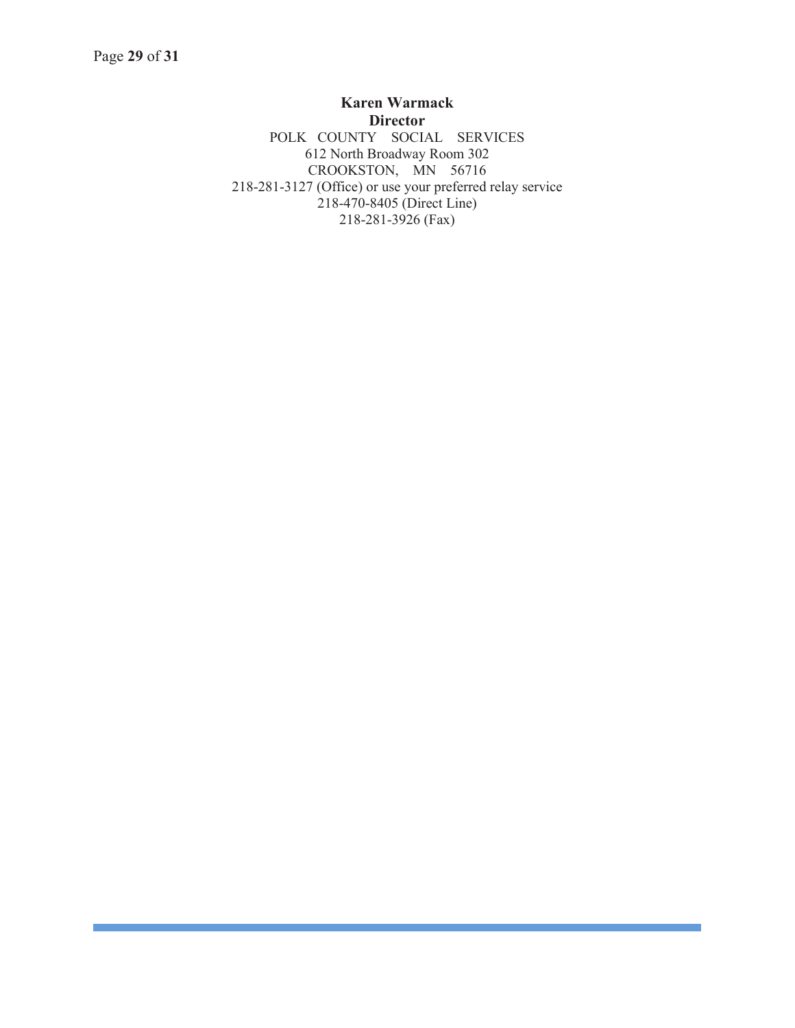**Karen Warmack**
**Director**
POLK COUNTY SOCIAL SERVICES
612 North Broadway Room 302
CROOKSTON, MN 56716
218-281-3127 (Office) or use your preferred relay service
218-470-8405 (Direct Line)
218-281-3926 (Fax)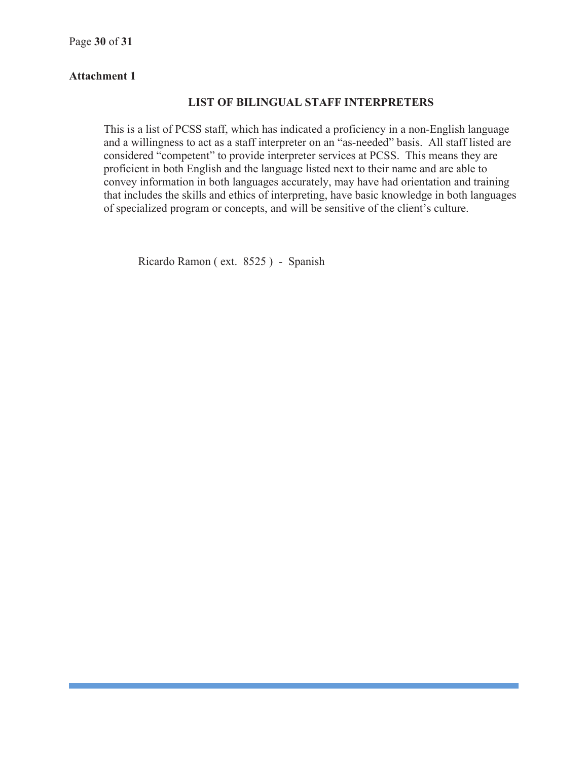**Attachment 1**

## LIST OF BILINGUAL STAFF INTERPRETERS

This is a list of PCSS staff, which has indicated a proficiency in a non-English language and a willingness to act as a staff interpreter on an "as-needed" basis. All staff listed are considered "competent" to provide interpreter services at PCSS. This means they are proficient in both English and the language listed next to their name and are able to convey information in both languages accurately, may have had orientation and training that includes the skills and ethics of interpreting, have basic knowledge in both languages of specialized program or concepts, and will be sensitive of the client's culture.

Ricardo Ramon ( ext. 8525 ) - Spanish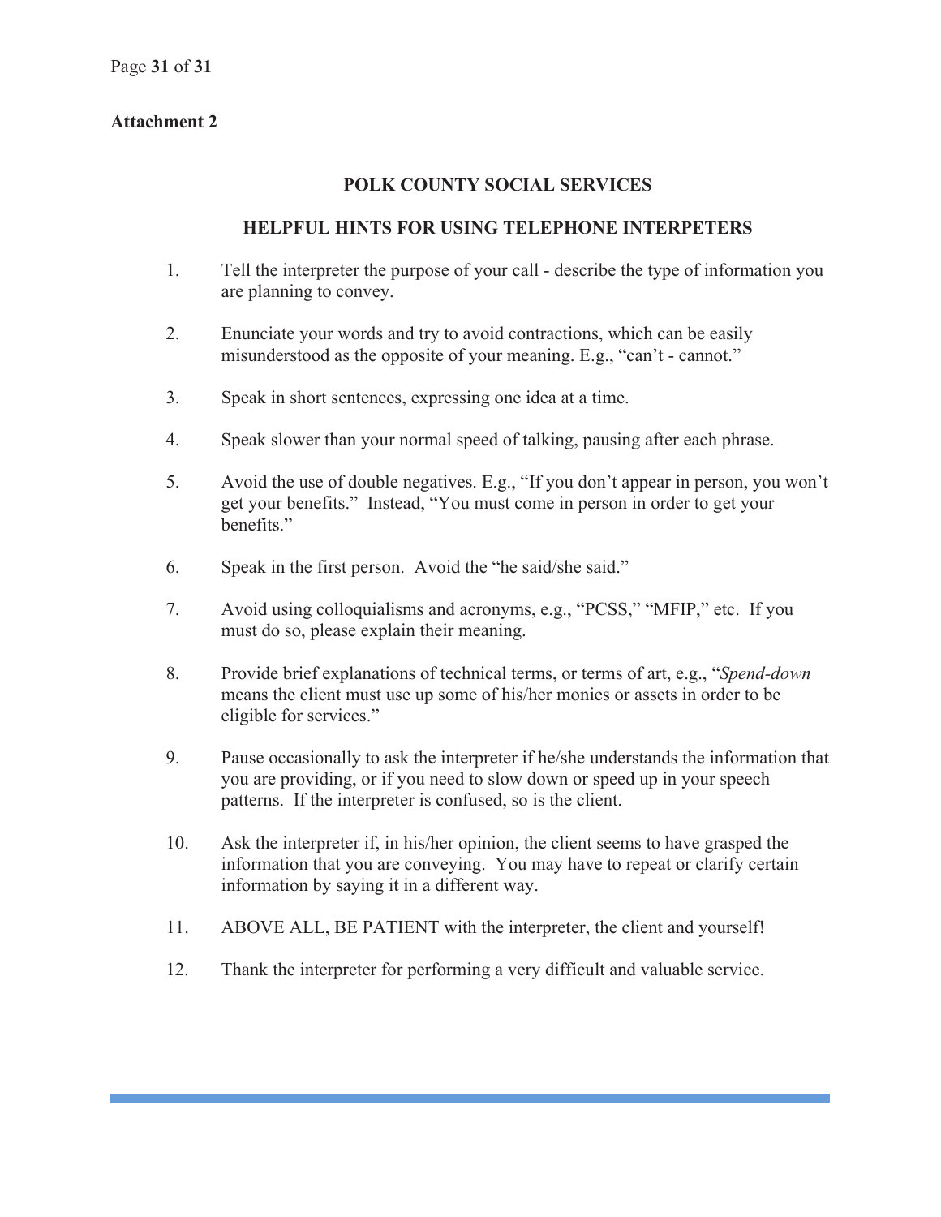**Attachment 2**

## POLK COUNTY SOCIAL SERVICES

## HELPFUL HINTS FOR USING TELEPHONE INTERPETERS

1. Tell the interpreter the purpose of your call - describe the type of information you are planning to convey.
2. Enunciate your words and try to avoid contractions, which can be easily misunderstood as the opposite of your meaning. E.g., "can't - cannot."
3. Speak in short sentences, expressing one idea at a time.
4. Speak slower than your normal speed of talking, pausing after each phrase.
5. Avoid the use of double negatives. E.g., "If you don't appear in person, you won't get your benefits." Instead, "You must come in person in order to get your benefits."
6. Speak in the first person. Avoid the "he said/she said."
7. Avoid using colloquialisms and acronyms, e.g., "PCSS," "MFIP," etc. If you must do so, please explain their meaning.
8. Provide brief explanations of technical terms, or terms of art, e.g., "*Spend-down* means the client must use up some of his/her monies or assets in order to be eligible for services."
9. Pause occasionally to ask the interpreter if he/she understands the information that you are providing, or if you need to slow down or speed up in your speech patterns. If the interpreter is confused, so is the client.
10. Ask the interpreter if, in his/her opinion, the client seems to have grasped the information that you are conveying. You may have to repeat or clarify certain information by saying it in a different way.
11. ABOVE ALL, BE PATIENT with the interpreter, the client and yourself!
12. Thank the interpreter for performing a very difficult and valuable service.